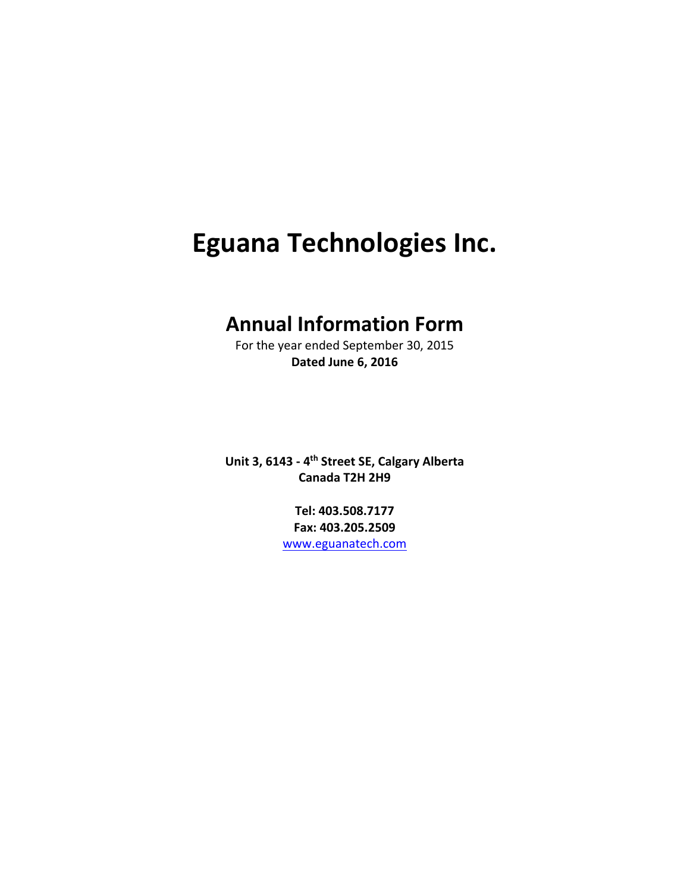# Eguana Technologies Inc.

## Annual Information Form

For the year ended September 30, 2015

**Dated June 6, 2016**

**Unit 3, 6143 - 4th Street SE, Calgary Alberta**
**Canada T2H 2H9**

**Tel: 403.508.7177**
**Fax: 403.205.2509**
www.eguanatech.com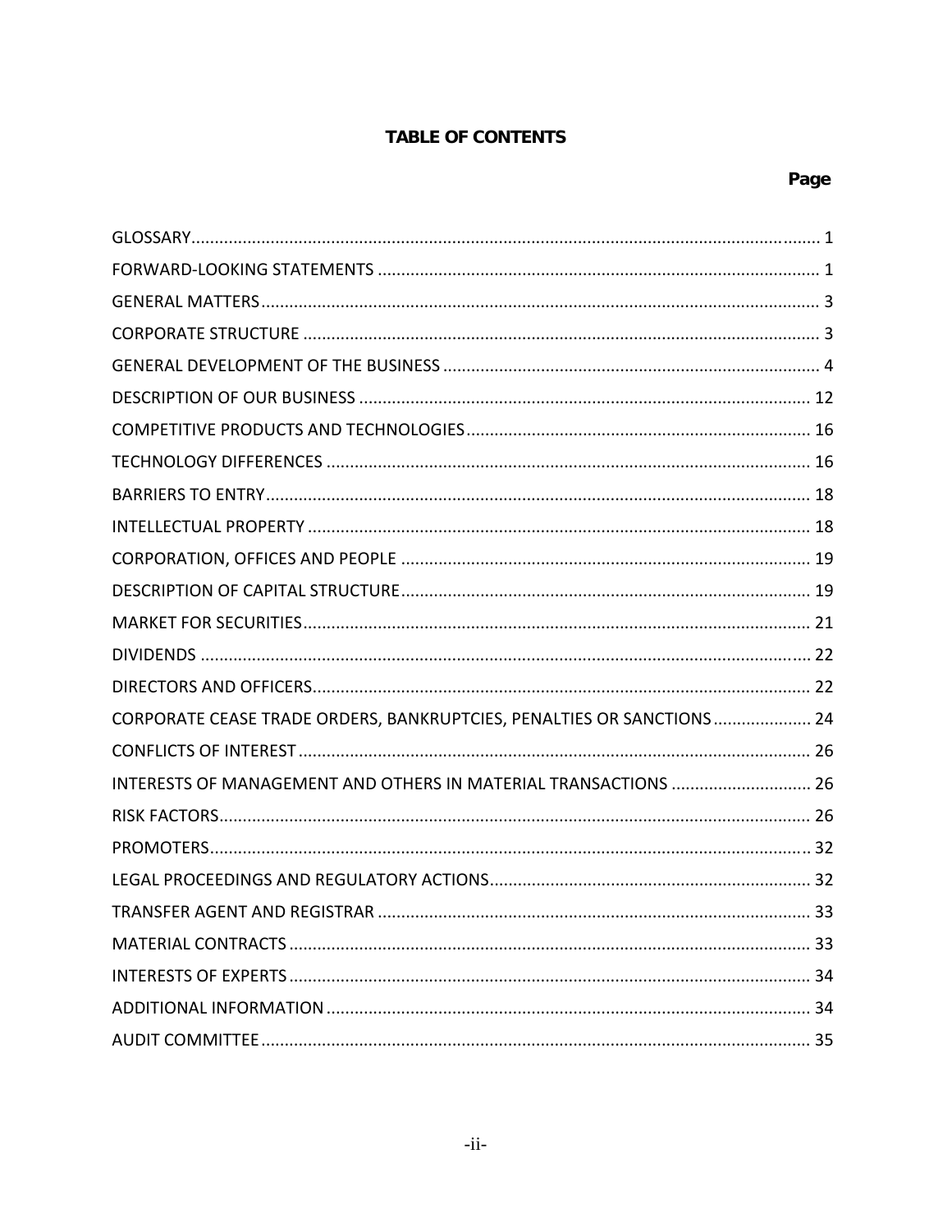## TABLE OF CONTENTS

| | Page |
|---|---|
| GLOSSARY | 1 |
| FORWARD-LOOKING STATEMENTS | 1 |
| GENERAL MATTERS | 3 |
| CORPORATE STRUCTURE | 3 |
| GENERAL DEVELOPMENT OF THE BUSINESS | 4 |
| DESCRIPTION OF OUR BUSINESS | 12 |
| COMPETITIVE PRODUCTS AND TECHNOLOGIES | 16 |
| TECHNOLOGY DIFFERENCES | 16 |
| BARRIERS TO ENTRY | 18 |
| INTELLECTUAL PROPERTY | 18 |
| CORPORATION, OFFICES AND PEOPLE | 19 |
| DESCRIPTION OF CAPITAL STRUCTURE | 19 |
| MARKET FOR SECURITIES | 21 |
| DIVIDENDS | 22 |
| DIRECTORS AND OFFICERS | 22 |
| CORPORATE CEASE TRADE ORDERS, BANKRUPTCIES, PENALTIES OR SANCTIONS | 24 |
| CONFLICTS OF INTEREST | 26 |
| INTERESTS OF MANAGEMENT AND OTHERS IN MATERIAL TRANSACTIONS | 26 |
| RISK FACTORS | 26 |
| PROMOTERS | 32 |
| LEGAL PROCEEDINGS AND REGULATORY ACTIONS | 32 |
| TRANSFER AGENT AND REGISTRAR | 33 |
| MATERIAL CONTRACTS | 33 |
| INTERESTS OF EXPERTS | 34 |
| ADDITIONAL INFORMATION | 34 |
| AUDIT COMMITTEE | 35 |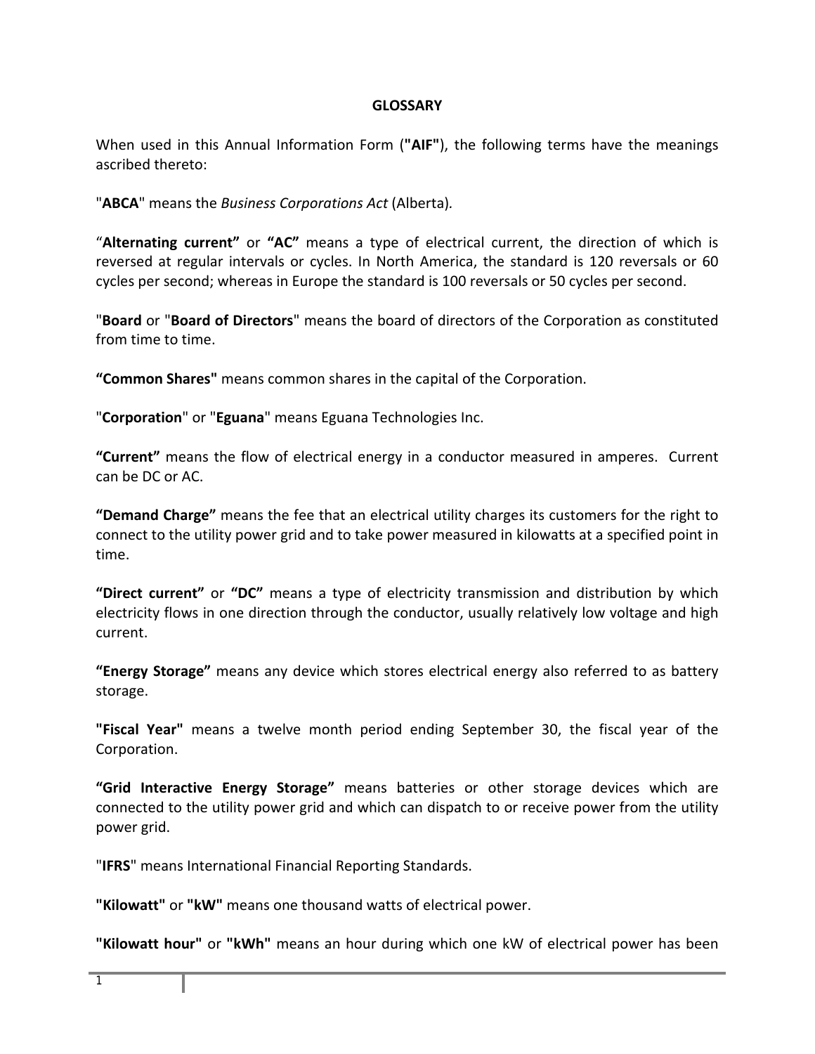## GLOSSARY

When used in this Annual Information Form (**"AIF"**), the following terms have the meanings ascribed thereto:

"**ABCA**" means the *Business Corporations Act* (Alberta).

"**Alternating current"** or **"AC"** means a type of electrical current, the direction of which is reversed at regular intervals or cycles. In North America, the standard is 120 reversals or 60 cycles per second; whereas in Europe the standard is 100 reversals or 50 cycles per second.

"**Board** or "**Board of Directors**" means the board of directors of the Corporation as constituted from time to time.

**"Common Shares"** means common shares in the capital of the Corporation.

"**Corporation**" or "**Eguana**" means Eguana Technologies Inc.

**"Current"** means the flow of electrical energy in a conductor measured in amperes. Current can be DC or AC.

**"Demand Charge"** means the fee that an electrical utility charges its customers for the right to connect to the utility power grid and to take power measured in kilowatts at a specified point in time.

**"Direct current"** or **"DC"** means a type of electricity transmission and distribution by which electricity flows in one direction through the conductor, usually relatively low voltage and high current.

**"Energy Storage"** means any device which stores electrical energy also referred to as battery storage.

**"Fiscal Year"** means a twelve month period ending September 30, the fiscal year of the Corporation.

**"Grid Interactive Energy Storage"** means batteries or other storage devices which are connected to the utility power grid and which can dispatch to or receive power from the utility power grid.

"**IFRS**" means International Financial Reporting Standards.

**"Kilowatt"** or **"kW"** means one thousand watts of electrical power.

**"Kilowatt hour"** or **"kWh"** means an hour during which one kW of electrical power has been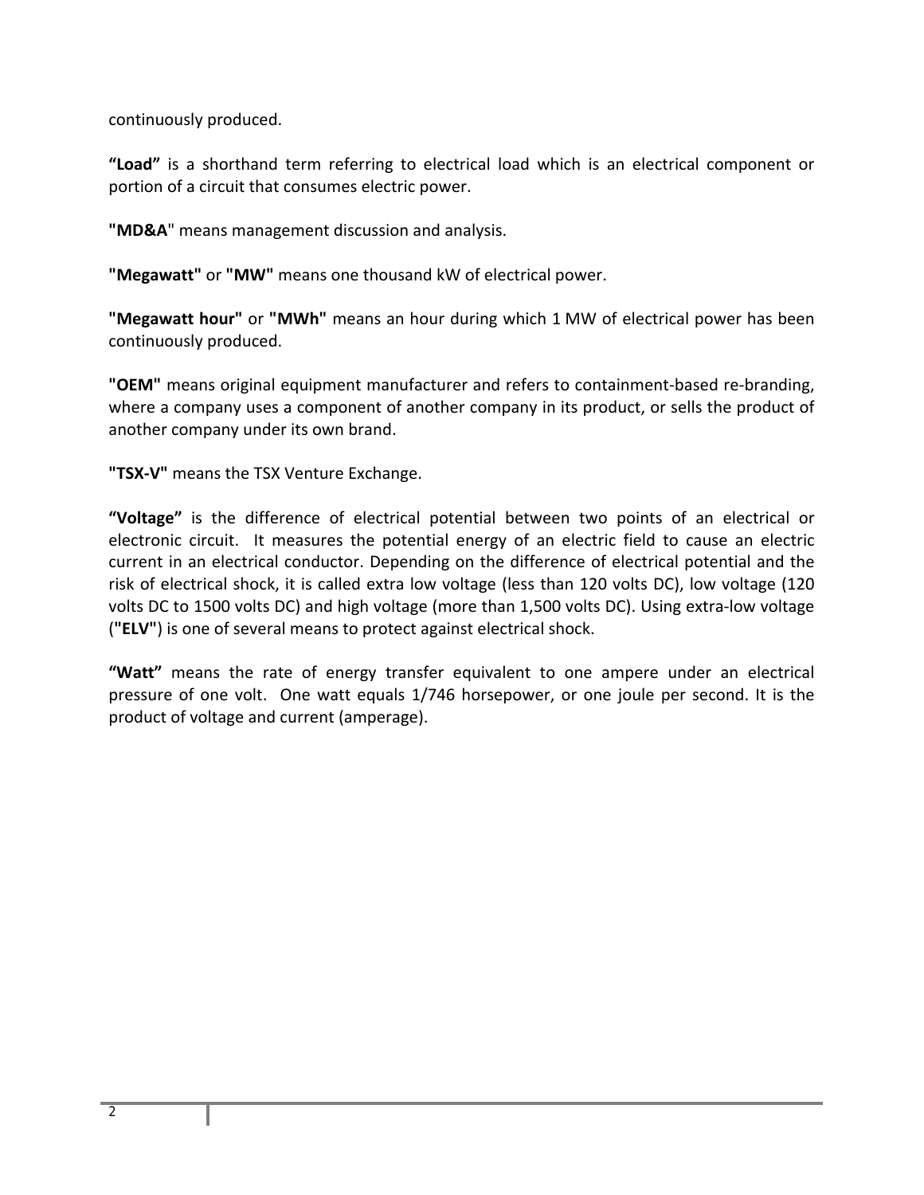continuously produced.

**“Load”** is a shorthand term referring to electrical load which is an electrical component or portion of a circuit that consumes electric power.

**"MD&A**" means management discussion and analysis.

**"Megawatt"** or **"MW"** means one thousand kW of electrical power.

**"Megawatt hour"** or **"MWh"** means an hour during which 1 MW of electrical power has been continuously produced.

**"OEM"** means original equipment manufacturer and refers to containment-based re-branding, where a company uses a component of another company in its product, or sells the product of another company under its own brand.

**"TSX-V"** means the TSX Venture Exchange.

**“Voltage”** is the difference of electrical potential between two points of an electrical or electronic circuit. It measures the potential energy of an electric field to cause an electric current in an electrical conductor. Depending on the difference of electrical potential and the risk of electrical shock, it is called extra low voltage (less than 120 volts DC), low voltage (120 volts DC to 1500 volts DC) and high voltage (more than 1,500 volts DC). Using extra-low voltage (**"ELV"**) is one of several means to protect against electrical shock.

**“Watt”** means the rate of energy transfer equivalent to one ampere under an electrical pressure of one volt. One watt equals 1/746 horsepower, or one joule per second. It is the product of voltage and current (amperage).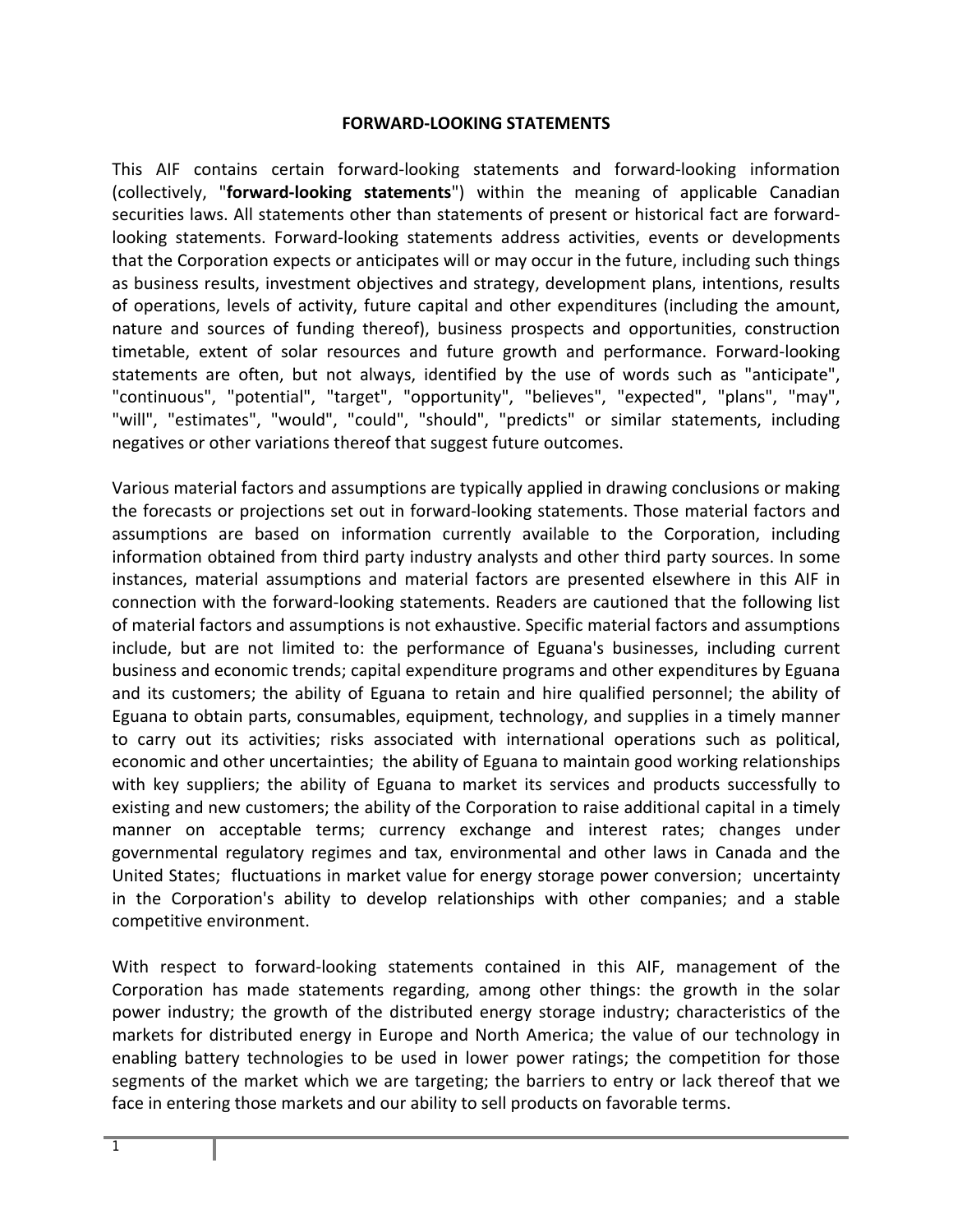# FORWARD-LOOKING STATEMENTS

This AIF contains certain forward-looking statements and forward-looking information (collectively, "**forward-looking statements**") within the meaning of applicable Canadian securities laws. All statements other than statements of present or historical fact are forward-looking statements. Forward-looking statements address activities, events or developments that the Corporation expects or anticipates will or may occur in the future, including such things as business results, investment objectives and strategy, development plans, intentions, results of operations, levels of activity, future capital and other expenditures (including the amount, nature and sources of funding thereof), business prospects and opportunities, construction timetable, extent of solar resources and future growth and performance. Forward-looking statements are often, but not always, identified by the use of words such as "anticipate", "continuous", "potential", "target", "opportunity", "believes", "expected", "plans", "may", "will", "estimates", "would", "could", "should", "predicts" or similar statements, including negatives or other variations thereof that suggest future outcomes.

Various material factors and assumptions are typically applied in drawing conclusions or making the forecasts or projections set out in forward-looking statements. Those material factors and assumptions are based on information currently available to the Corporation, including information obtained from third party industry analysts and other third party sources. In some instances, material assumptions and material factors are presented elsewhere in this AIF in connection with the forward-looking statements. Readers are cautioned that the following list of material factors and assumptions is not exhaustive. Specific material factors and assumptions include, but are not limited to: the performance of Eguana's businesses, including current business and economic trends; capital expenditure programs and other expenditures by Eguana and its customers; the ability of Eguana to retain and hire qualified personnel; the ability of Eguana to obtain parts, consumables, equipment, technology, and supplies in a timely manner to carry out its activities; risks associated with international operations such as political, economic and other uncertainties; the ability of Eguana to maintain good working relationships with key suppliers; the ability of Eguana to market its services and products successfully to existing and new customers; the ability of the Corporation to raise additional capital in a timely manner on acceptable terms; currency exchange and interest rates; changes under governmental regulatory regimes and tax, environmental and other laws in Canada and the United States; fluctuations in market value for energy storage power conversion; uncertainty in the Corporation's ability to develop relationships with other companies; and a stable competitive environment.

With respect to forward-looking statements contained in this AIF, management of the Corporation has made statements regarding, among other things: the growth in the solar power industry; the growth of the distributed energy storage industry; characteristics of the markets for distributed energy in Europe and North America; the value of our technology in enabling battery technologies to be used in lower power ratings; the competition for those segments of the market which we are targeting; the barriers to entry or lack thereof that we face in entering those markets and our ability to sell products on favorable terms.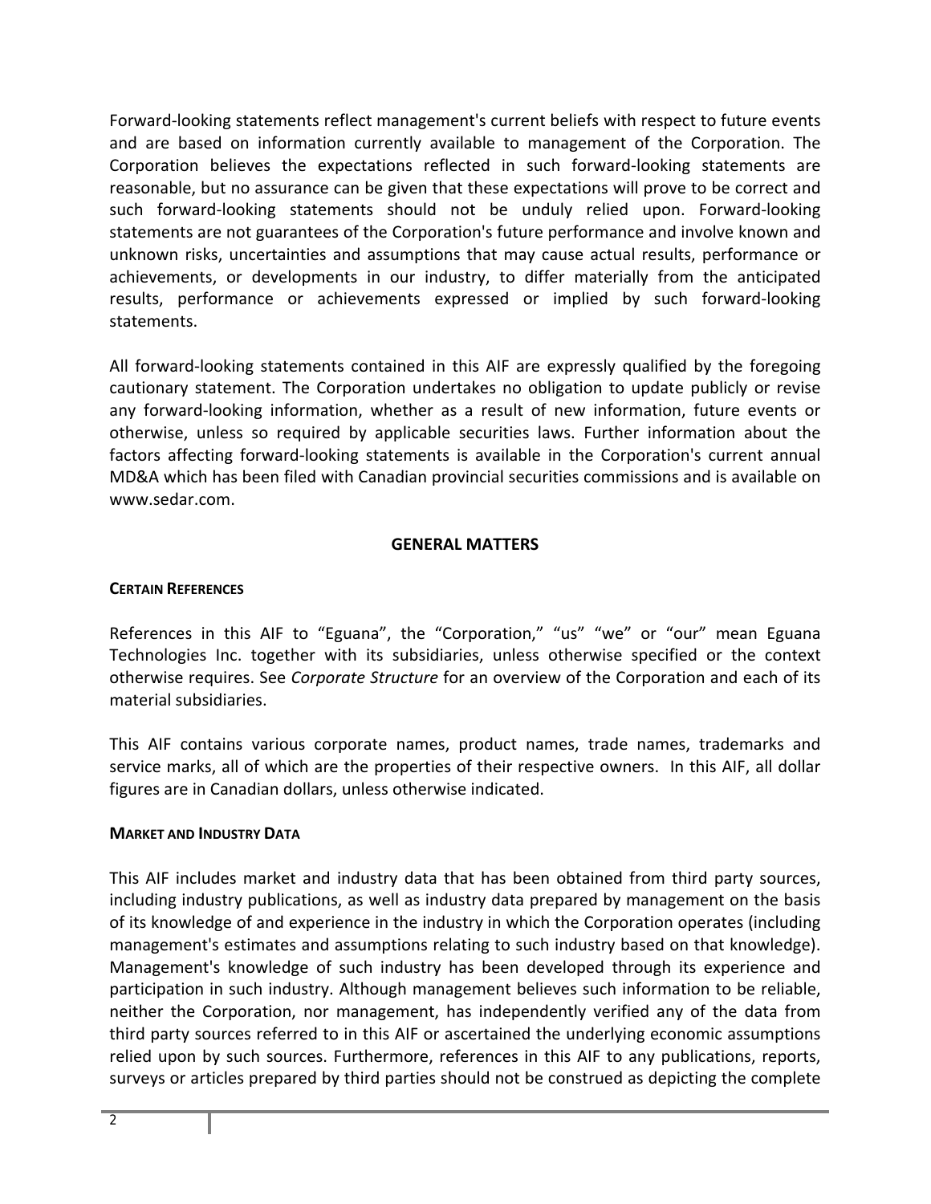Forward-looking statements reflect management's current beliefs with respect to future events and are based on information currently available to management of the Corporation. The Corporation believes the expectations reflected in such forward-looking statements are reasonable, but no assurance can be given that these expectations will prove to be correct and such forward-looking statements should not be unduly relied upon. Forward-looking statements are not guarantees of the Corporation's future performance and involve known and unknown risks, uncertainties and assumptions that may cause actual results, performance or achievements, or developments in our industry, to differ materially from the anticipated results, performance or achievements expressed or implied by such forward-looking statements.

All forward-looking statements contained in this AIF are expressly qualified by the foregoing cautionary statement. The Corporation undertakes no obligation to update publicly or revise any forward-looking information, whether as a result of new information, future events or otherwise, unless so required by applicable securities laws. Further information about the factors affecting forward-looking statements is available in the Corporation's current annual MD&A which has been filed with Canadian provincial securities commissions and is available on www.sedar.com.

## GENERAL MATTERS

### CERTAIN REFERENCES

References in this AIF to "Eguana", the "Corporation," "us" "we" or "our" mean Eguana Technologies Inc. together with its subsidiaries, unless otherwise specified or the context otherwise requires. See *Corporate Structure* for an overview of the Corporation and each of its material subsidiaries.

This AIF contains various corporate names, product names, trade names, trademarks and service marks, all of which are the properties of their respective owners. In this AIF, all dollar figures are in Canadian dollars, unless otherwise indicated.

### MARKET AND INDUSTRY DATA

This AIF includes market and industry data that has been obtained from third party sources, including industry publications, as well as industry data prepared by management on the basis of its knowledge of and experience in the industry in which the Corporation operates (including management's estimates and assumptions relating to such industry based on that knowledge). Management's knowledge of such industry has been developed through its experience and participation in such industry. Although management believes such information to be reliable, neither the Corporation, nor management, has independently verified any of the data from third party sources referred to in this AIF or ascertained the underlying economic assumptions relied upon by such sources. Furthermore, references in this AIF to any publications, reports, surveys or articles prepared by third parties should not be construed as depicting the complete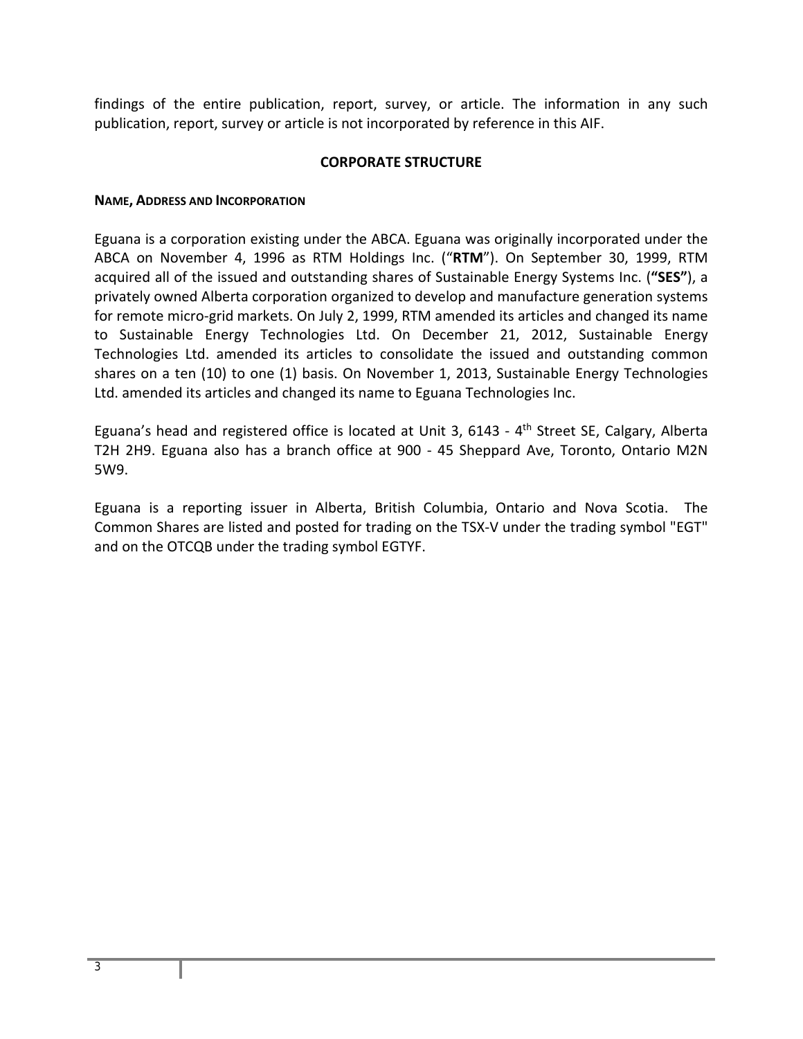findings of the entire publication, report, survey, or article. The information in any such publication, report, survey or article is not incorporated by reference in this AIF.

## CORPORATE STRUCTURE

### NAME, ADDRESS AND INCORPORATION

Eguana is a corporation existing under the ABCA. Eguana was originally incorporated under the ABCA on November 4, 1996 as RTM Holdings Inc. ("**RTM**"). On September 30, 1999, RTM acquired all of the issued and outstanding shares of Sustainable Energy Systems Inc. (**"SES"**), a privately owned Alberta corporation organized to develop and manufacture generation systems for remote micro-grid markets. On July 2, 1999, RTM amended its articles and changed its name to Sustainable Energy Technologies Ltd. On December 21, 2012, Sustainable Energy Technologies Ltd. amended its articles to consolidate the issued and outstanding common shares on a ten (10) to one (1) basis. On November 1, 2013, Sustainable Energy Technologies Ltd. amended its articles and changed its name to Eguana Technologies Inc.

Eguana's head and registered office is located at Unit 3, 6143 - 4th Street SE, Calgary, Alberta T2H 2H9. Eguana also has a branch office at 900 - 45 Sheppard Ave, Toronto, Ontario M2N 5W9.

Eguana is a reporting issuer in Alberta, British Columbia, Ontario and Nova Scotia. The Common Shares are listed and posted for trading on the TSX-V under the trading symbol "EGT" and on the OTCQB under the trading symbol EGTYF.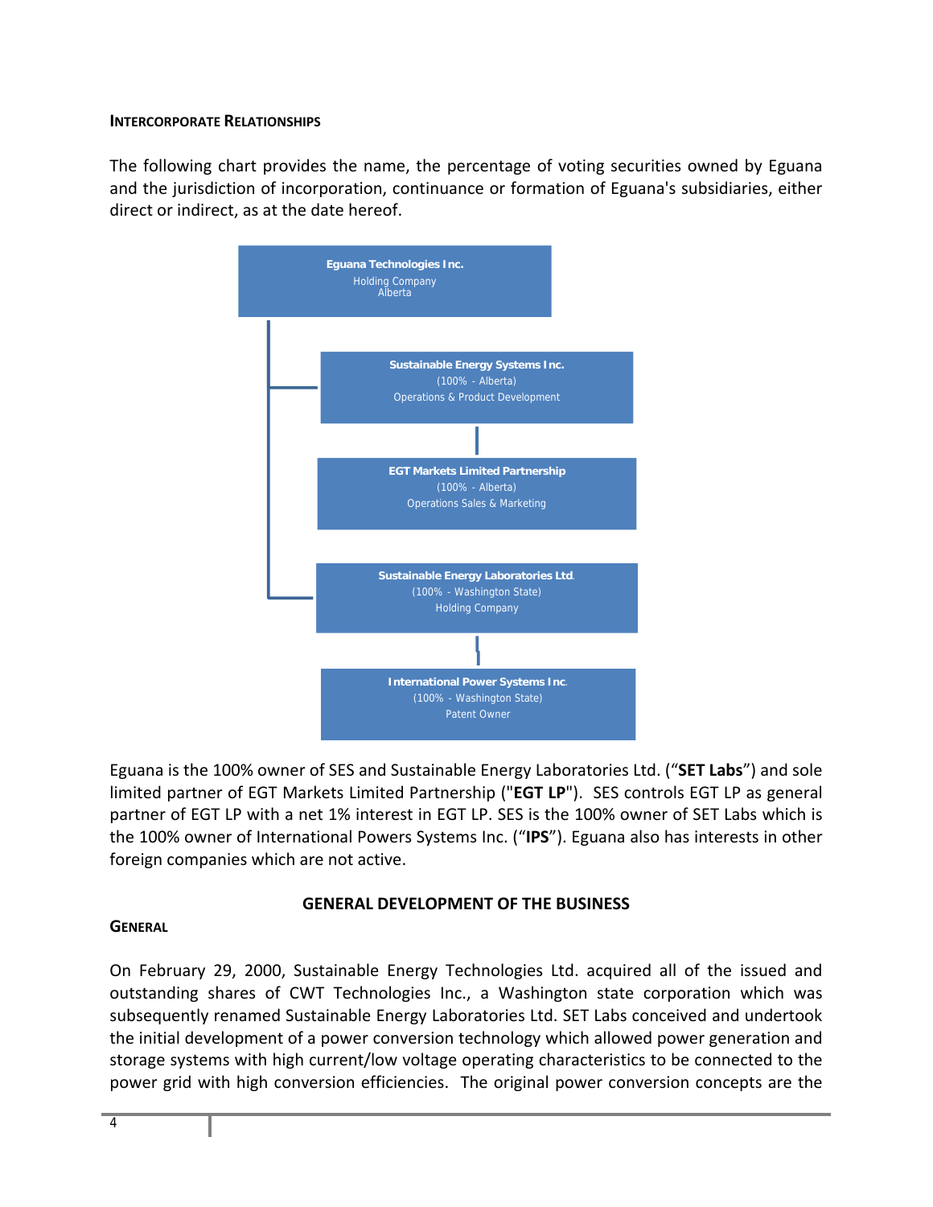**INTERCORPORATE RELATIONSHIPS**

The following chart provides the name, the percentage of voting securities owned by Eguana and the jurisdiction of incorporation, continuance or formation of Eguana's subsidiaries, either direct or indirect, as at the date hereof.

**Eguana Technologies Inc.**
Holding Company
Alberta

- **Sustainable Energy Systems Inc.**
  (100% - Alberta)
  Operations & Product Development
  - **EGT Markets Limited Partnership**
    (100% - Alberta)
    Operations Sales & Marketing
- **Sustainable Energy Laboratories Ltd.**
  (100% - Washington State)
  Holding Company
  - **International Power Systems Inc.**
    (100% - Washington State)
    Patent Owner

Eguana is the 100% owner of SES and Sustainable Energy Laboratories Ltd. ("**SET Labs**") and sole limited partner of EGT Markets Limited Partnership ("**EGT LP**"). SES controls EGT LP as general partner of EGT LP with a net 1% interest in EGT LP. SES is the 100% owner of SET Labs which is the 100% owner of International Powers Systems Inc. ("**IPS**"). Eguana also has interests in other foreign companies which are not active.

## GENERAL DEVELOPMENT OF THE BUSINESS

**GENERAL**

On February 29, 2000, Sustainable Energy Technologies Ltd. acquired all of the issued and outstanding shares of CWT Technologies Inc., a Washington state corporation which was subsequently renamed Sustainable Energy Laboratories Ltd. SET Labs conceived and undertook the initial development of a power conversion technology which allowed power generation and storage systems with high current/low voltage operating characteristics to be connected to the power grid with high conversion efficiencies. The original power conversion concepts are the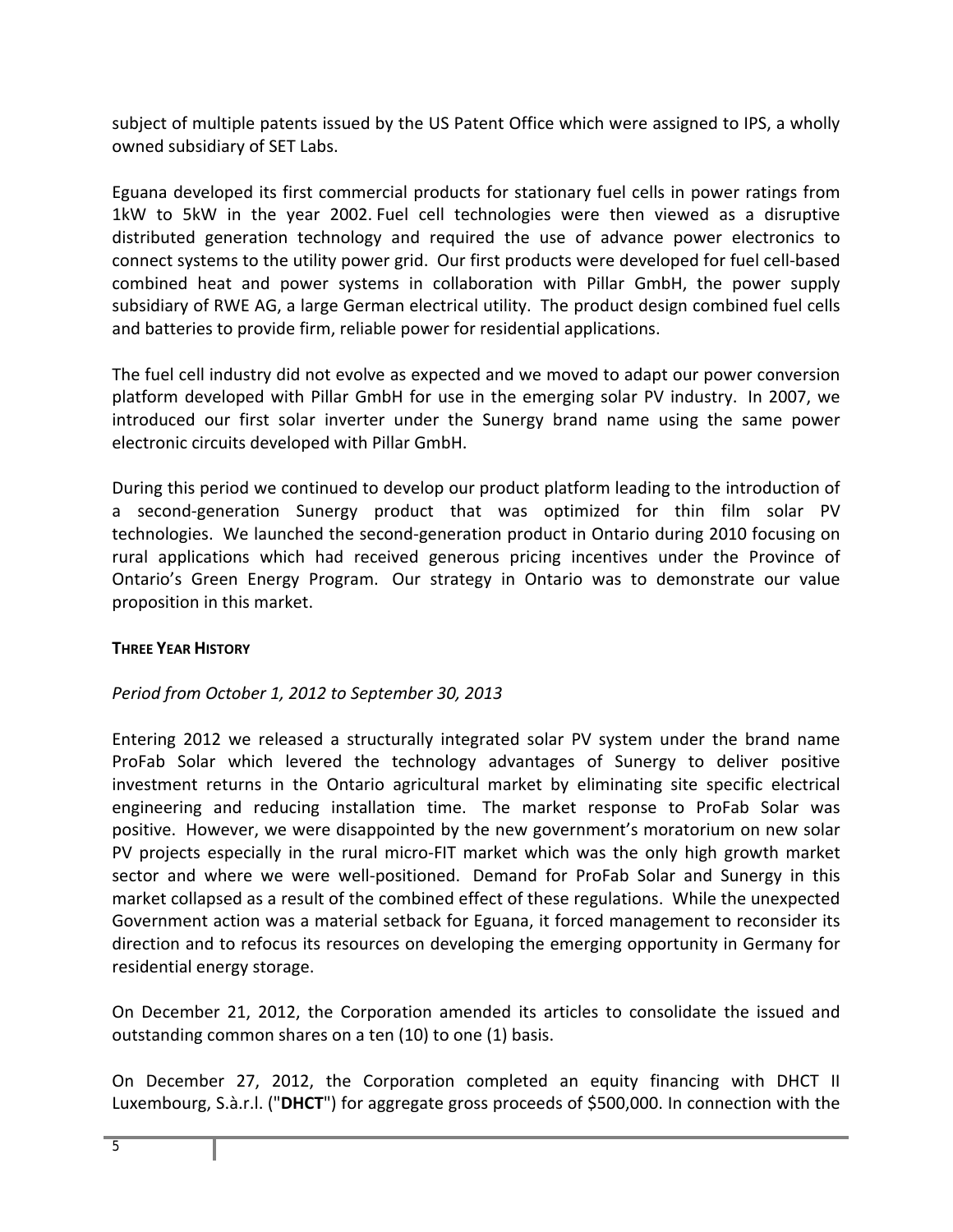subject of multiple patents issued by the US Patent Office which were assigned to IPS, a wholly owned subsidiary of SET Labs.

Eguana developed its first commercial products for stationary fuel cells in power ratings from 1kW to 5kW in the year 2002. Fuel cell technologies were then viewed as a disruptive distributed generation technology and required the use of advance power electronics to connect systems to the utility power grid. Our first products were developed for fuel cell-based combined heat and power systems in collaboration with Pillar GmbH, the power supply subsidiary of RWE AG, a large German electrical utility. The product design combined fuel cells and batteries to provide firm, reliable power for residential applications.

The fuel cell industry did not evolve as expected and we moved to adapt our power conversion platform developed with Pillar GmbH for use in the emerging solar PV industry. In 2007, we introduced our first solar inverter under the Sunergy brand name using the same power electronic circuits developed with Pillar GmbH.

During this period we continued to develop our product platform leading to the introduction of a second-generation Sunergy product that was optimized for thin film solar PV technologies. We launched the second-generation product in Ontario during 2010 focusing on rural applications which had received generous pricing incentives under the Province of Ontario's Green Energy Program. Our strategy in Ontario was to demonstrate our value proposition in this market.

**THREE YEAR HISTORY**

*Period from October 1, 2012 to September 30, 2013*

Entering 2012 we released a structurally integrated solar PV system under the brand name ProFab Solar which levered the technology advantages of Sunergy to deliver positive investment returns in the Ontario agricultural market by eliminating site specific electrical engineering and reducing installation time. The market response to ProFab Solar was positive. However, we were disappointed by the new government's moratorium on new solar PV projects especially in the rural micro-FIT market which was the only high growth market sector and where we were well-positioned. Demand for ProFab Solar and Sunergy in this market collapsed as a result of the combined effect of these regulations. While the unexpected Government action was a material setback for Eguana, it forced management to reconsider its direction and to refocus its resources on developing the emerging opportunity in Germany for residential energy storage.

On December 21, 2012, the Corporation amended its articles to consolidate the issued and outstanding common shares on a ten (10) to one (1) basis.

On December 27, 2012, the Corporation completed an equity financing with DHCT II Luxembourg, S.à.r.l. ("**DHCT**") for aggregate gross proceeds of $500,000. In connection with the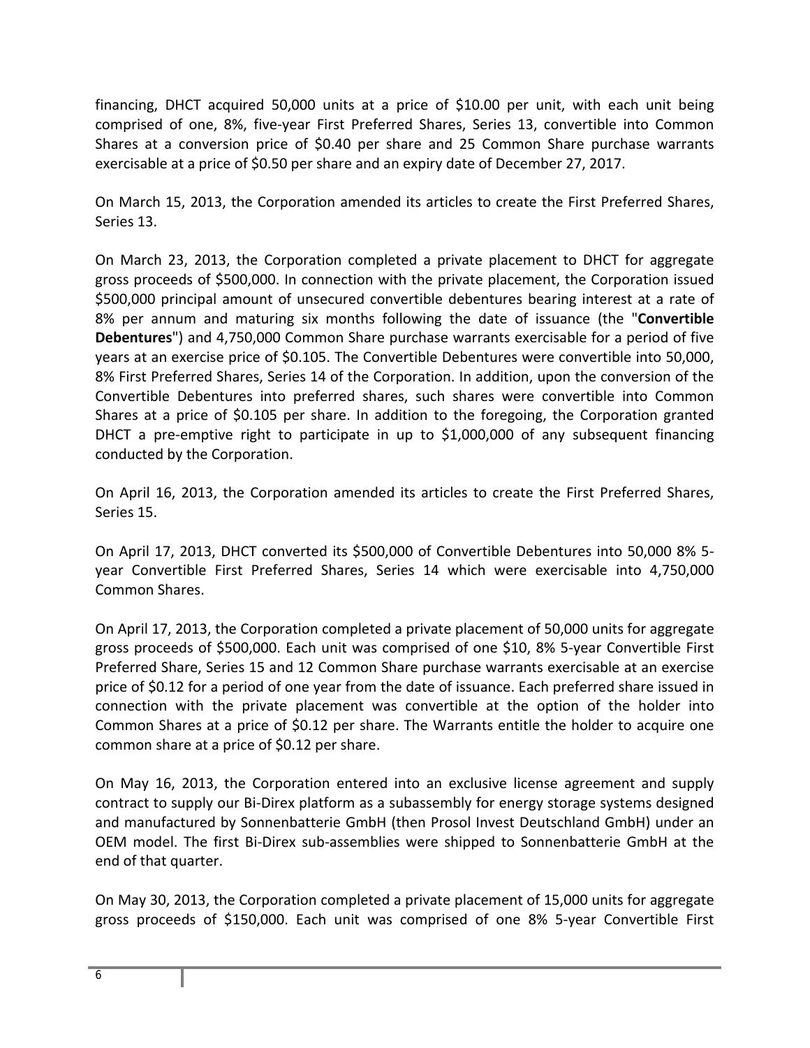financing, DHCT acquired 50,000 units at a price of $10.00 per unit, with each unit being comprised of one, 8%, five-year First Preferred Shares, Series 13, convertible into Common Shares at a conversion price of $0.40 per share and 25 Common Share purchase warrants exercisable at a price of $0.50 per share and an expiry date of December 27, 2017.

On March 15, 2013, the Corporation amended its articles to create the First Preferred Shares, Series 13.

On March 23, 2013, the Corporation completed a private placement to DHCT for aggregate gross proceeds of $500,000. In connection with the private placement, the Corporation issued $500,000 principal amount of unsecured convertible debentures bearing interest at a rate of 8% per annum and maturing six months following the date of issuance (the "**Convertible Debentures**") and 4,750,000 Common Share purchase warrants exercisable for a period of five years at an exercise price of $0.105. The Convertible Debentures were convertible into 50,000, 8% First Preferred Shares, Series 14 of the Corporation. In addition, upon the conversion of the Convertible Debentures into preferred shares, such shares were convertible into Common Shares at a price of $0.105 per share. In addition to the foregoing, the Corporation granted DHCT a pre-emptive right to participate in up to $1,000,000 of any subsequent financing conducted by the Corporation.

On April 16, 2013, the Corporation amended its articles to create the First Preferred Shares, Series 15.

On April 17, 2013, DHCT converted its $500,000 of Convertible Debentures into 50,000 8% 5-year Convertible First Preferred Shares, Series 14 which were exercisable into 4,750,000 Common Shares.

On April 17, 2013, the Corporation completed a private placement of 50,000 units for aggregate gross proceeds of $500,000. Each unit was comprised of one $10, 8% 5-year Convertible First Preferred Share, Series 15 and 12 Common Share purchase warrants exercisable at an exercise price of $0.12 for a period of one year from the date of issuance. Each preferred share issued in connection with the private placement was convertible at the option of the holder into Common Shares at a price of $0.12 per share. The Warrants entitle the holder to acquire one common share at a price of $0.12 per share.

On May 16, 2013, the Corporation entered into an exclusive license agreement and supply contract to supply our Bi-Direx platform as a subassembly for energy storage systems designed and manufactured by Sonnenbatterie GmbH (then Prosol Invest Deutschland GmbH) under an OEM model. The first Bi-Direx sub-assemblies were shipped to Sonnenbatterie GmbH at the end of that quarter.

On May 30, 2013, the Corporation completed a private placement of 15,000 units for aggregate gross proceeds of $150,000. Each unit was comprised of one 8% 5-year Convertible First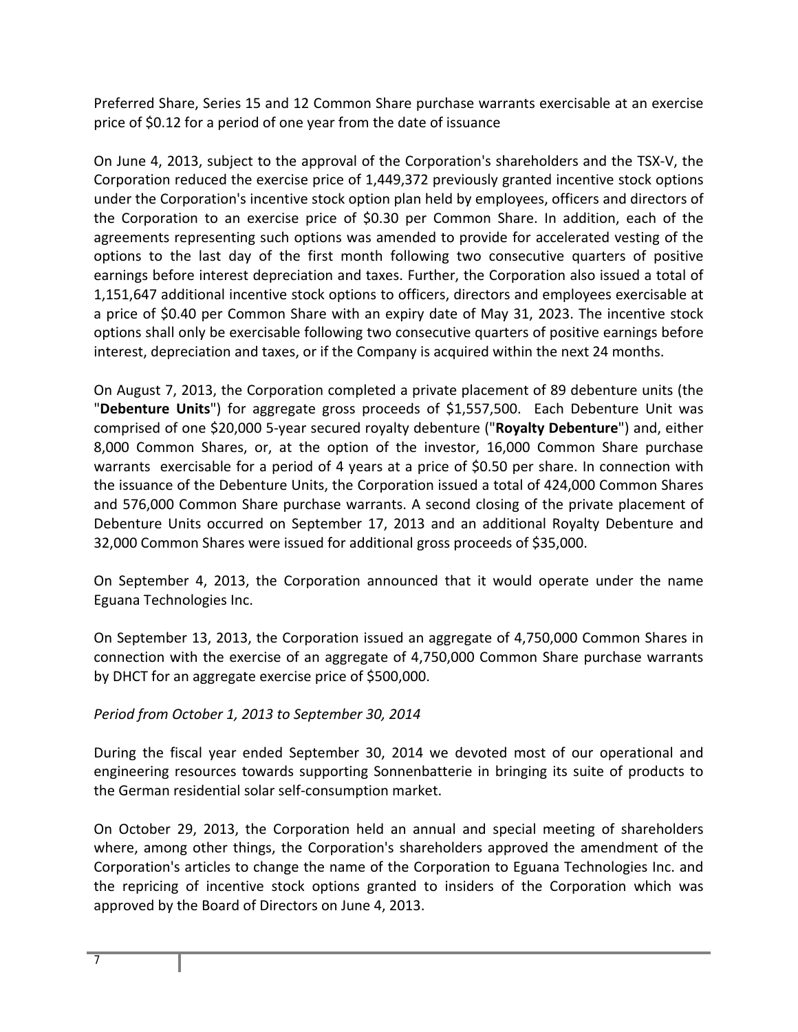Preferred Share, Series 15 and 12 Common Share purchase warrants exercisable at an exercise price of $0.12 for a period of one year from the date of issuance

On June 4, 2013, subject to the approval of the Corporation's shareholders and the TSX-V, the Corporation reduced the exercise price of 1,449,372 previously granted incentive stock options under the Corporation's incentive stock option plan held by employees, officers and directors of the Corporation to an exercise price of $0.30 per Common Share. In addition, each of the agreements representing such options was amended to provide for accelerated vesting of the options to the last day of the first month following two consecutive quarters of positive earnings before interest depreciation and taxes. Further, the Corporation also issued a total of 1,151,647 additional incentive stock options to officers, directors and employees exercisable at a price of $0.40 per Common Share with an expiry date of May 31, 2023. The incentive stock options shall only be exercisable following two consecutive quarters of positive earnings before interest, depreciation and taxes, or if the Company is acquired within the next 24 months.

On August 7, 2013, the Corporation completed a private placement of 89 debenture units (the "**Debenture Units**") for aggregate gross proceeds of $1,557,500. Each Debenture Unit was comprised of one $20,000 5-year secured royalty debenture ("**Royalty Debenture**") and, either 8,000 Common Shares, or, at the option of the investor, 16,000 Common Share purchase warrants exercisable for a period of 4 years at a price of $0.50 per share. In connection with the issuance of the Debenture Units, the Corporation issued a total of 424,000 Common Shares and 576,000 Common Share purchase warrants. A second closing of the private placement of Debenture Units occurred on September 17, 2013 and an additional Royalty Debenture and 32,000 Common Shares were issued for additional gross proceeds of $35,000.

On September 4, 2013, the Corporation announced that it would operate under the name Eguana Technologies Inc.

On September 13, 2013, the Corporation issued an aggregate of 4,750,000 Common Shares in connection with the exercise of an aggregate of 4,750,000 Common Share purchase warrants by DHCT for an aggregate exercise price of $500,000.

*Period from October 1, 2013 to September 30, 2014*

During the fiscal year ended September 30, 2014 we devoted most of our operational and engineering resources towards supporting Sonnenbatterie in bringing its suite of products to the German residential solar self-consumption market.

On October 29, 2013, the Corporation held an annual and special meeting of shareholders where, among other things, the Corporation's shareholders approved the amendment of the Corporation's articles to change the name of the Corporation to Eguana Technologies Inc. and the repricing of incentive stock options granted to insiders of the Corporation which was approved by the Board of Directors on June 4, 2013.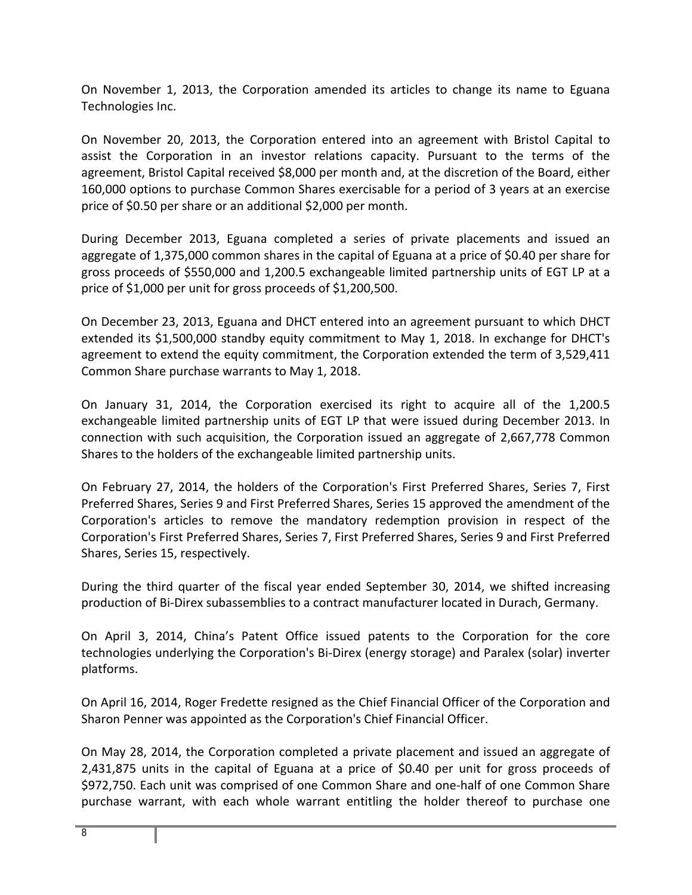On November 1, 2013, the Corporation amended its articles to change its name to Eguana Technologies Inc.

On November 20, 2013, the Corporation entered into an agreement with Bristol Capital to assist the Corporation in an investor relations capacity. Pursuant to the terms of the agreement, Bristol Capital received $8,000 per month and, at the discretion of the Board, either 160,000 options to purchase Common Shares exercisable for a period of 3 years at an exercise price of $0.50 per share or an additional $2,000 per month.

During December 2013, Eguana completed a series of private placements and issued an aggregate of 1,375,000 common shares in the capital of Eguana at a price of $0.40 per share for gross proceeds of $550,000 and 1,200.5 exchangeable limited partnership units of EGT LP at a price of $1,000 per unit for gross proceeds of $1,200,500.

On December 23, 2013, Eguana and DHCT entered into an agreement pursuant to which DHCT extended its $1,500,000 standby equity commitment to May 1, 2018. In exchange for DHCT's agreement to extend the equity commitment, the Corporation extended the term of 3,529,411 Common Share purchase warrants to May 1, 2018.

On January 31, 2014, the Corporation exercised its right to acquire all of the 1,200.5 exchangeable limited partnership units of EGT LP that were issued during December 2013. In connection with such acquisition, the Corporation issued an aggregate of 2,667,778 Common Shares to the holders of the exchangeable limited partnership units.

On February 27, 2014, the holders of the Corporation's First Preferred Shares, Series 7, First Preferred Shares, Series 9 and First Preferred Shares, Series 15 approved the amendment of the Corporation's articles to remove the mandatory redemption provision in respect of the Corporation's First Preferred Shares, Series 7, First Preferred Shares, Series 9 and First Preferred Shares, Series 15, respectively.

During the third quarter of the fiscal year ended September 30, 2014, we shifted increasing production of Bi-Direx subassemblies to a contract manufacturer located in Durach, Germany.

On April 3, 2014, China's Patent Office issued patents to the Corporation for the core technologies underlying the Corporation's Bi-Direx (energy storage) and Paralex (solar) inverter platforms.

On April 16, 2014, Roger Fredette resigned as the Chief Financial Officer of the Corporation and Sharon Penner was appointed as the Corporation's Chief Financial Officer.

On May 28, 2014, the Corporation completed a private placement and issued an aggregate of 2,431,875 units in the capital of Eguana at a price of $0.40 per unit for gross proceeds of $972,750. Each unit was comprised of one Common Share and one-half of one Common Share purchase warrant, with each whole warrant entitling the holder thereof to purchase one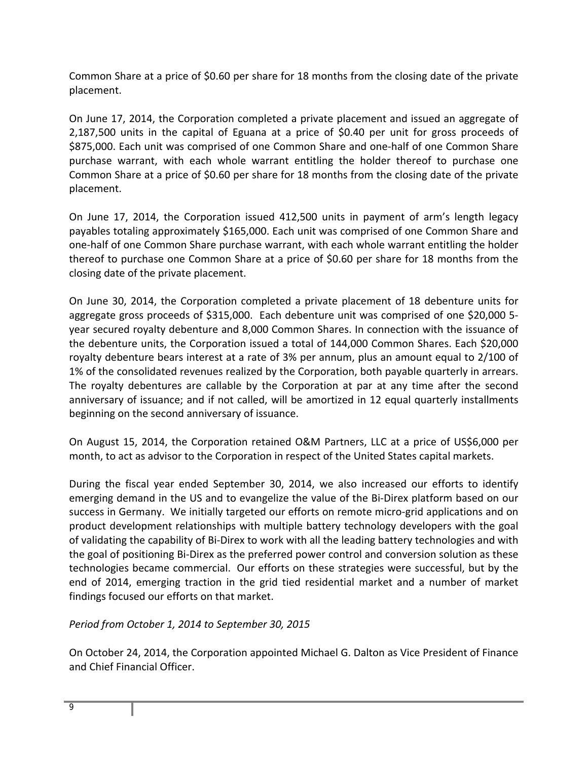Common Share at a price of $0.60 per share for 18 months from the closing date of the private placement.

On June 17, 2014, the Corporation completed a private placement and issued an aggregate of 2,187,500 units in the capital of Eguana at a price of $0.40 per unit for gross proceeds of $875,000. Each unit was comprised of one Common Share and one-half of one Common Share purchase warrant, with each whole warrant entitling the holder thereof to purchase one Common Share at a price of $0.60 per share for 18 months from the closing date of the private placement.

On June 17, 2014, the Corporation issued 412,500 units in payment of arm's length legacy payables totaling approximately $165,000. Each unit was comprised of one Common Share and one-half of one Common Share purchase warrant, with each whole warrant entitling the holder thereof to purchase one Common Share at a price of $0.60 per share for 18 months from the closing date of the private placement.

On June 30, 2014, the Corporation completed a private placement of 18 debenture units for aggregate gross proceeds of $315,000. Each debenture unit was comprised of one $20,000 5-year secured royalty debenture and 8,000 Common Shares. In connection with the issuance of the debenture units, the Corporation issued a total of 144,000 Common Shares. Each $20,000 royalty debenture bears interest at a rate of 3% per annum, plus an amount equal to 2/100 of 1% of the consolidated revenues realized by the Corporation, both payable quarterly in arrears. The royalty debentures are callable by the Corporation at par at any time after the second anniversary of issuance; and if not called, will be amortized in 12 equal quarterly installments beginning on the second anniversary of issuance.

On August 15, 2014, the Corporation retained O&M Partners, LLC at a price of US$6,000 per month, to act as advisor to the Corporation in respect of the United States capital markets.

During the fiscal year ended September 30, 2014, we also increased our efforts to identify emerging demand in the US and to evangelize the value of the Bi-Direx platform based on our success in Germany. We initially targeted our efforts on remote micro-grid applications and on product development relationships with multiple battery technology developers with the goal of validating the capability of Bi-Direx to work with all the leading battery technologies and with the goal of positioning Bi-Direx as the preferred power control and conversion solution as these technologies became commercial. Our efforts on these strategies were successful, but by the end of 2014, emerging traction in the grid tied residential market and a number of market findings focused our efforts on that market.

*Period from October 1, 2014 to September 30, 2015*

On October 24, 2014, the Corporation appointed Michael G. Dalton as Vice President of Finance and Chief Financial Officer.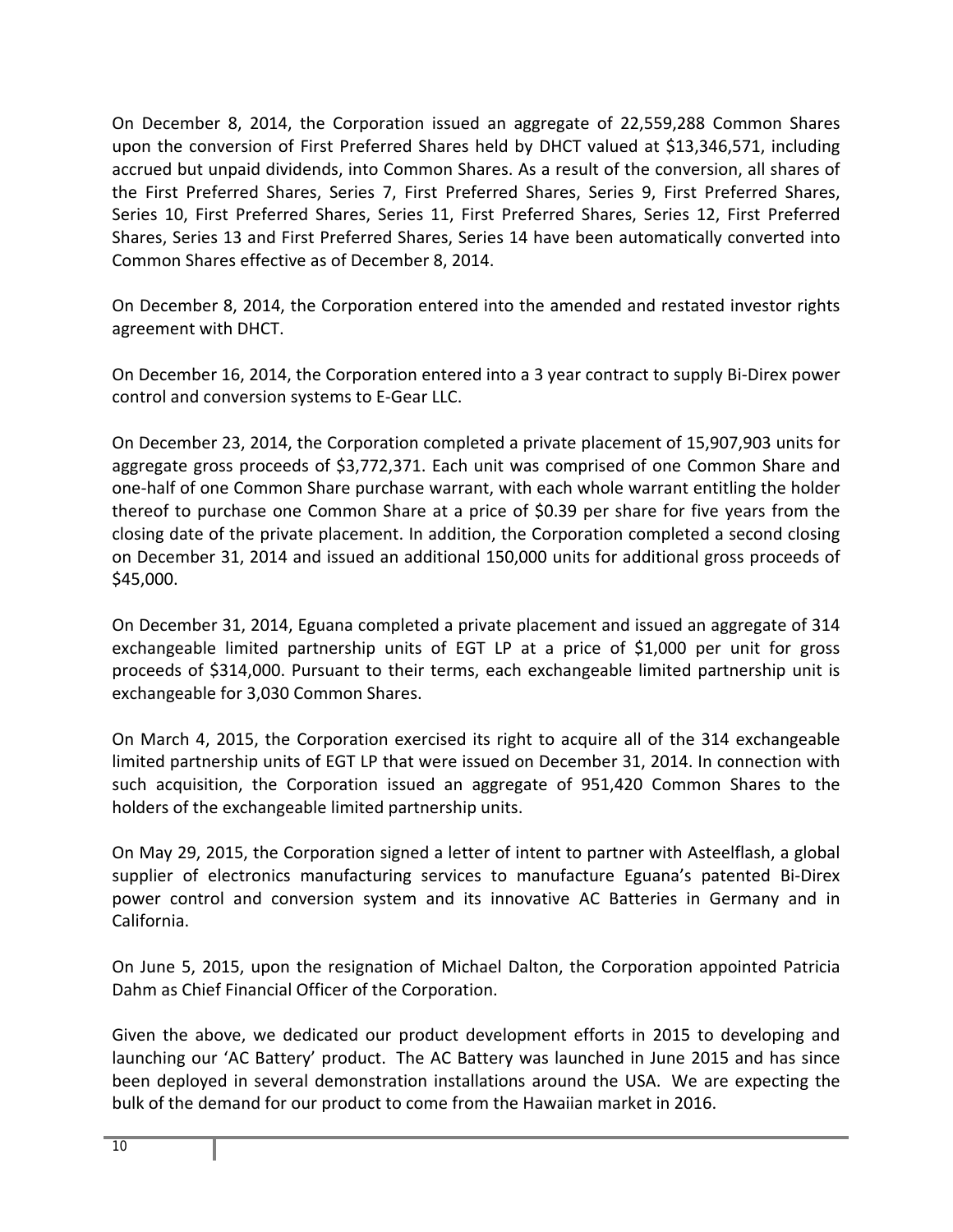On December 8, 2014, the Corporation issued an aggregate of 22,559,288 Common Shares upon the conversion of First Preferred Shares held by DHCT valued at $13,346,571, including accrued but unpaid dividends, into Common Shares. As a result of the conversion, all shares of the First Preferred Shares, Series 7, First Preferred Shares, Series 9, First Preferred Shares, Series 10, First Preferred Shares, Series 11, First Preferred Shares, Series 12, First Preferred Shares, Series 13 and First Preferred Shares, Series 14 have been automatically converted into Common Shares effective as of December 8, 2014.

On December 8, 2014, the Corporation entered into the amended and restated investor rights agreement with DHCT.

On December 16, 2014, the Corporation entered into a 3 year contract to supply Bi-Direx power control and conversion systems to E-Gear LLC.

On December 23, 2014, the Corporation completed a private placement of 15,907,903 units for aggregate gross proceeds of $3,772,371. Each unit was comprised of one Common Share and one-half of one Common Share purchase warrant, with each whole warrant entitling the holder thereof to purchase one Common Share at a price of $0.39 per share for five years from the closing date of the private placement. In addition, the Corporation completed a second closing on December 31, 2014 and issued an additional 150,000 units for additional gross proceeds of $45,000.

On December 31, 2014, Eguana completed a private placement and issued an aggregate of 314 exchangeable limited partnership units of EGT LP at a price of $1,000 per unit for gross proceeds of $314,000. Pursuant to their terms, each exchangeable limited partnership unit is exchangeable for 3,030 Common Shares.

On March 4, 2015, the Corporation exercised its right to acquire all of the 314 exchangeable limited partnership units of EGT LP that were issued on December 31, 2014. In connection with such acquisition, the Corporation issued an aggregate of 951,420 Common Shares to the holders of the exchangeable limited partnership units.

On May 29, 2015, the Corporation signed a letter of intent to partner with Asteelflash, a global supplier of electronics manufacturing services to manufacture Eguana's patented Bi-Direx power control and conversion system and its innovative AC Batteries in Germany and in California.

On June 5, 2015, upon the resignation of Michael Dalton, the Corporation appointed Patricia Dahm as Chief Financial Officer of the Corporation.

Given the above, we dedicated our product development efforts in 2015 to developing and launching our 'AC Battery' product. The AC Battery was launched in June 2015 and has since been deployed in several demonstration installations around the USA. We are expecting the bulk of the demand for our product to come from the Hawaiian market in 2016.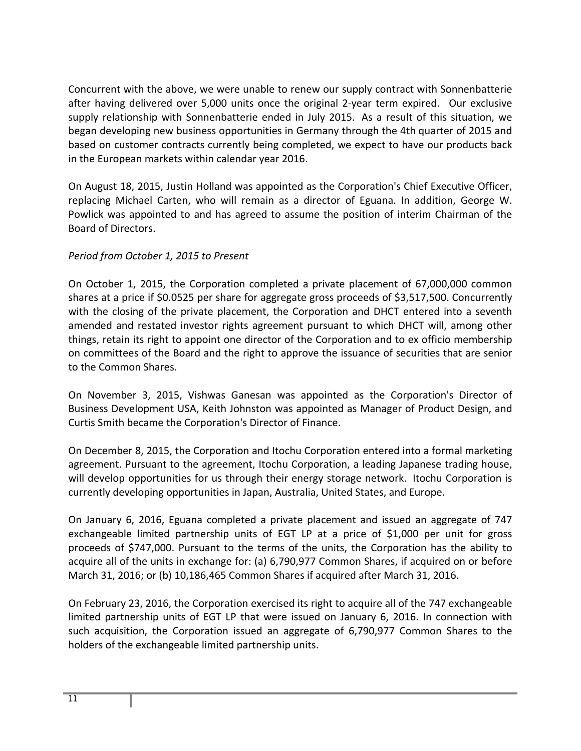Concurrent with the above, we were unable to renew our supply contract with Sonnenbatterie after having delivered over 5,000 units once the original 2-year term expired. Our exclusive supply relationship with Sonnenbatterie ended in July 2015. As a result of this situation, we began developing new business opportunities in Germany through the 4th quarter of 2015 and based on customer contracts currently being completed, we expect to have our products back in the European markets within calendar year 2016.

On August 18, 2015, Justin Holland was appointed as the Corporation's Chief Executive Officer, replacing Michael Carten, who will remain as a director of Eguana. In addition, George W. Powlick was appointed to and has agreed to assume the position of interim Chairman of the Board of Directors.

*Period from October 1, 2015 to Present*

On October 1, 2015, the Corporation completed a private placement of 67,000,000 common shares at a price if $0.0525 per share for aggregate gross proceeds of $3,517,500. Concurrently with the closing of the private placement, the Corporation and DHCT entered into a seventh amended and restated investor rights agreement pursuant to which DHCT will, among other things, retain its right to appoint one director of the Corporation and to ex officio membership on committees of the Board and the right to approve the issuance of securities that are senior to the Common Shares.

On November 3, 2015, Vishwas Ganesan was appointed as the Corporation's Director of Business Development USA, Keith Johnston was appointed as Manager of Product Design, and Curtis Smith became the Corporation's Director of Finance.

On December 8, 2015, the Corporation and Itochu Corporation entered into a formal marketing agreement. Pursuant to the agreement, Itochu Corporation, a leading Japanese trading house, will develop opportunities for us through their energy storage network. Itochu Corporation is currently developing opportunities in Japan, Australia, United States, and Europe.

On January 6, 2016, Eguana completed a private placement and issued an aggregate of 747 exchangeable limited partnership units of EGT LP at a price of $1,000 per unit for gross proceeds of $747,000. Pursuant to the terms of the units, the Corporation has the ability to acquire all of the units in exchange for: (a) 6,790,977 Common Shares, if acquired on or before March 31, 2016; or (b) 10,186,465 Common Shares if acquired after March 31, 2016.

On February 23, 2016, the Corporation exercised its right to acquire all of the 747 exchangeable limited partnership units of EGT LP that were issued on January 6, 2016. In connection with such acquisition, the Corporation issued an aggregate of 6,790,977 Common Shares to the holders of the exchangeable limited partnership units.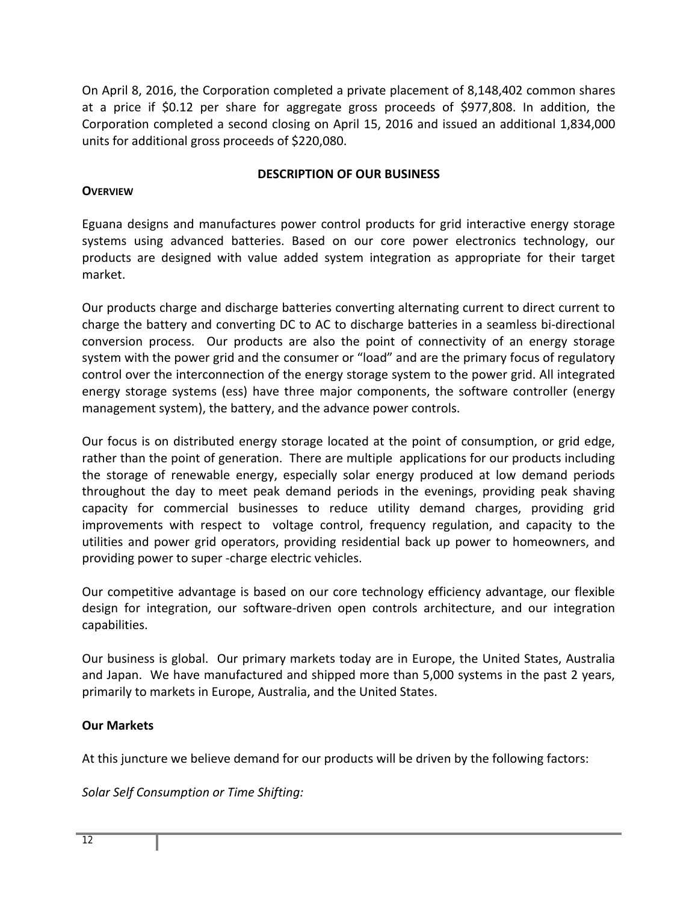On April 8, 2016, the Corporation completed a private placement of 8,148,402 common shares at a price if $0.12 per share for aggregate gross proceeds of $977,808. In addition, the Corporation completed a second closing on April 15, 2016 and issued an additional 1,834,000 units for additional gross proceeds of $220,080.

## DESCRIPTION OF OUR BUSINESS

### OVERVIEW

Eguana designs and manufactures power control products for grid interactive energy storage systems using advanced batteries. Based on our core power electronics technology, our products are designed with value added system integration as appropriate for their target market.

Our products charge and discharge batteries converting alternating current to direct current to charge the battery and converting DC to AC to discharge batteries in a seamless bi-directional conversion process. Our products are also the point of connectivity of an energy storage system with the power grid and the consumer or "load" and are the primary focus of regulatory control over the interconnection of the energy storage system to the power grid. All integrated energy storage systems (ess) have three major components, the software controller (energy management system), the battery, and the advance power controls.

Our focus is on distributed energy storage located at the point of consumption, or grid edge, rather than the point of generation. There are multiple applications for our products including the storage of renewable energy, especially solar energy produced at low demand periods throughout the day to meet peak demand periods in the evenings, providing peak shaving capacity for commercial businesses to reduce utility demand charges, providing grid improvements with respect to voltage control, frequency regulation, and capacity to the utilities and power grid operators, providing residential back up power to homeowners, and providing power to super -charge electric vehicles.

Our competitive advantage is based on our core technology efficiency advantage, our flexible design for integration, our software-driven open controls architecture, and our integration capabilities.

Our business is global. Our primary markets today are in Europe, the United States, Australia and Japan. We have manufactured and shipped more than 5,000 systems in the past 2 years, primarily to markets in Europe, Australia, and the United States.

### Our Markets

At this juncture we believe demand for our products will be driven by the following factors:

*Solar Self Consumption or Time Shifting:*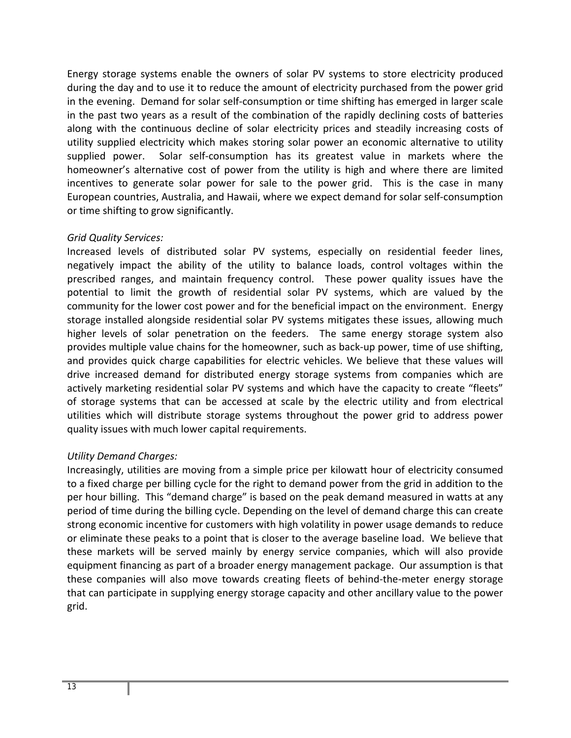Energy storage systems enable the owners of solar PV systems to store electricity produced during the day and to use it to reduce the amount of electricity purchased from the power grid in the evening. Demand for solar self-consumption or time shifting has emerged in larger scale in the past two years as a result of the combination of the rapidly declining costs of batteries along with the continuous decline of solar electricity prices and steadily increasing costs of utility supplied electricity which makes storing solar power an economic alternative to utility supplied power. Solar self-consumption has its greatest value in markets where the homeowner's alternative cost of power from the utility is high and where there are limited incentives to generate solar power for sale to the power grid. This is the case in many European countries, Australia, and Hawaii, where we expect demand for solar self-consumption or time shifting to grow significantly.

*Grid Quality Services:*
Increased levels of distributed solar PV systems, especially on residential feeder lines, negatively impact the ability of the utility to balance loads, control voltages within the prescribed ranges, and maintain frequency control. These power quality issues have the potential to limit the growth of residential solar PV systems, which are valued by the community for the lower cost power and for the beneficial impact on the environment. Energy storage installed alongside residential solar PV systems mitigates these issues, allowing much higher levels of solar penetration on the feeders. The same energy storage system also provides multiple value chains for the homeowner, such as back-up power, time of use shifting, and provides quick charge capabilities for electric vehicles. We believe that these values will drive increased demand for distributed energy storage systems from companies which are actively marketing residential solar PV systems and which have the capacity to create "fleets" of storage systems that can be accessed at scale by the electric utility and from electrical utilities which will distribute storage systems throughout the power grid to address power quality issues with much lower capital requirements.

*Utility Demand Charges:*
Increasingly, utilities are moving from a simple price per kilowatt hour of electricity consumed to a fixed charge per billing cycle for the right to demand power from the grid in addition to the per hour billing. This "demand charge" is based on the peak demand measured in watts at any period of time during the billing cycle. Depending on the level of demand charge this can create strong economic incentive for customers with high volatility in power usage demands to reduce or eliminate these peaks to a point that is closer to the average baseline load. We believe that these markets will be served mainly by energy service companies, which will also provide equipment financing as part of a broader energy management package. Our assumption is that these companies will also move towards creating fleets of behind-the-meter energy storage that can participate in supplying energy storage capacity and other ancillary value to the power grid.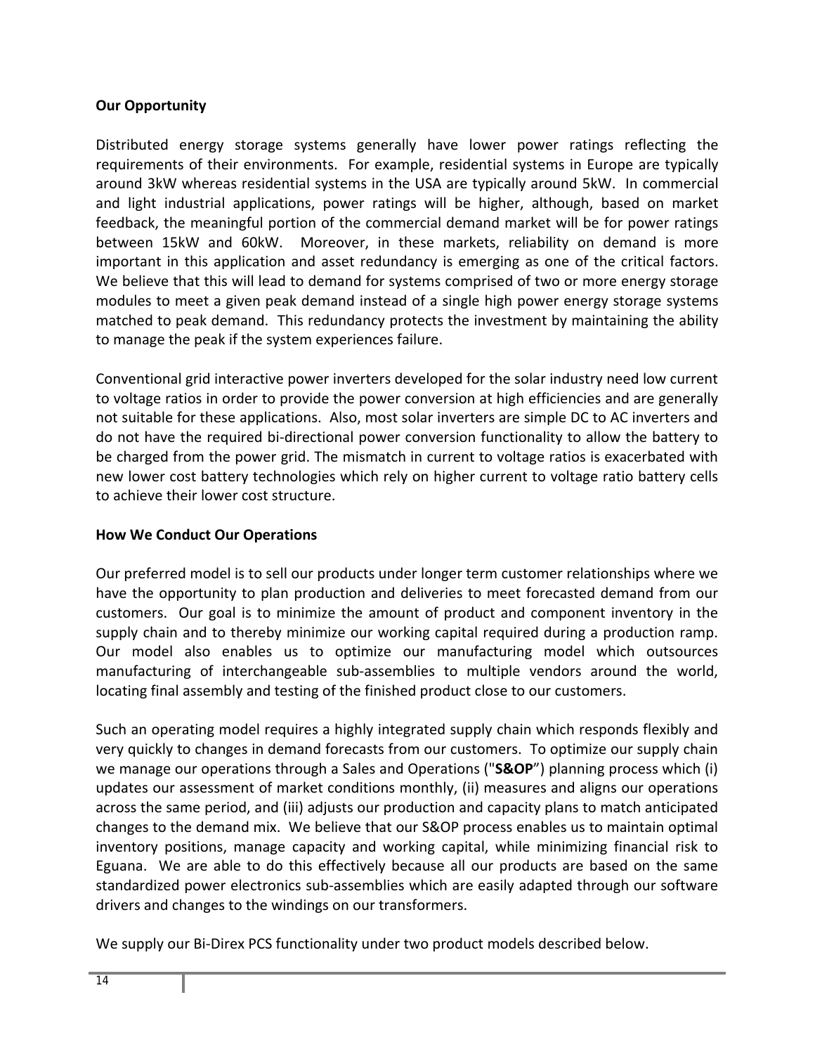**Our Opportunity**

Distributed energy storage systems generally have lower power ratings reflecting the requirements of their environments. For example, residential systems in Europe are typically around 3kW whereas residential systems in the USA are typically around 5kW. In commercial and light industrial applications, power ratings will be higher, although, based on market feedback, the meaningful portion of the commercial demand market will be for power ratings between 15kW and 60kW. Moreover, in these markets, reliability on demand is more important in this application and asset redundancy is emerging as one of the critical factors. We believe that this will lead to demand for systems comprised of two or more energy storage modules to meet a given peak demand instead of a single high power energy storage systems matched to peak demand. This redundancy protects the investment by maintaining the ability to manage the peak if the system experiences failure.

Conventional grid interactive power inverters developed for the solar industry need low current to voltage ratios in order to provide the power conversion at high efficiencies and are generally not suitable for these applications. Also, most solar inverters are simple DC to AC inverters and do not have the required bi-directional power conversion functionality to allow the battery to be charged from the power grid. The mismatch in current to voltage ratios is exacerbated with new lower cost battery technologies which rely on higher current to voltage ratio battery cells to achieve their lower cost structure.

**How We Conduct Our Operations**

Our preferred model is to sell our products under longer term customer relationships where we have the opportunity to plan production and deliveries to meet forecasted demand from our customers. Our goal is to minimize the amount of product and component inventory in the supply chain and to thereby minimize our working capital required during a production ramp. Our model also enables us to optimize our manufacturing model which outsources manufacturing of interchangeable sub-assemblies to multiple vendors around the world, locating final assembly and testing of the finished product close to our customers.

Such an operating model requires a highly integrated supply chain which responds flexibly and very quickly to changes in demand forecasts from our customers. To optimize our supply chain we manage our operations through a Sales and Operations ("**S&OP**") planning process which (i) updates our assessment of market conditions monthly, (ii) measures and aligns our operations across the same period, and (iii) adjusts our production and capacity plans to match anticipated changes to the demand mix. We believe that our S&OP process enables us to maintain optimal inventory positions, manage capacity and working capital, while minimizing financial risk to Eguana. We are able to do this effectively because all our products are based on the same standardized power electronics sub-assemblies which are easily adapted through our software drivers and changes to the windings on our transformers.

We supply our Bi-Direx PCS functionality under two product models described below.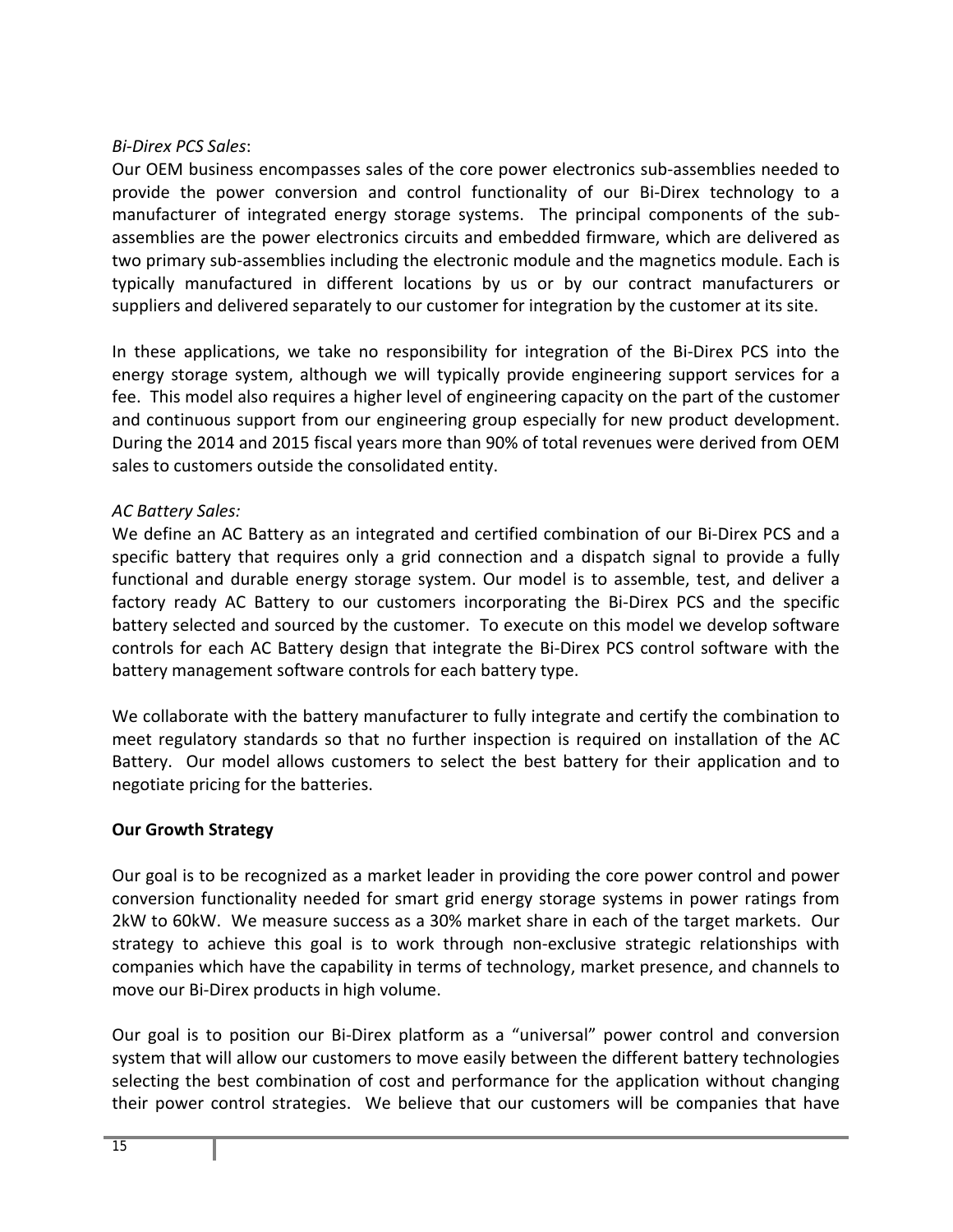*Bi-Direx PCS Sales*:

Our OEM business encompasses sales of the core power electronics sub-assemblies needed to provide the power conversion and control functionality of our Bi-Direx technology to a manufacturer of integrated energy storage systems. The principal components of the sub-assemblies are the power electronics circuits and embedded firmware, which are delivered as two primary sub-assemblies including the electronic module and the magnetics module. Each is typically manufactured in different locations by us or by our contract manufacturers or suppliers and delivered separately to our customer for integration by the customer at its site.

In these applications, we take no responsibility for integration of the Bi-Direx PCS into the energy storage system, although we will typically provide engineering support services for a fee. This model also requires a higher level of engineering capacity on the part of the customer and continuous support from our engineering group especially for new product development. During the 2014 and 2015 fiscal years more than 90% of total revenues were derived from OEM sales to customers outside the consolidated entity.

*AC Battery Sales:*

We define an AC Battery as an integrated and certified combination of our Bi-Direx PCS and a specific battery that requires only a grid connection and a dispatch signal to provide a fully functional and durable energy storage system. Our model is to assemble, test, and deliver a factory ready AC Battery to our customers incorporating the Bi-Direx PCS and the specific battery selected and sourced by the customer. To execute on this model we develop software controls for each AC Battery design that integrate the Bi-Direx PCS control software with the battery management software controls for each battery type.

We collaborate with the battery manufacturer to fully integrate and certify the combination to meet regulatory standards so that no further inspection is required on installation of the AC Battery. Our model allows customers to select the best battery for their application and to negotiate pricing for the batteries.

**Our Growth Strategy**

Our goal is to be recognized as a market leader in providing the core power control and power conversion functionality needed for smart grid energy storage systems in power ratings from 2kW to 60kW. We measure success as a 30% market share in each of the target markets. Our strategy to achieve this goal is to work through non-exclusive strategic relationships with companies which have the capability in terms of technology, market presence, and channels to move our Bi-Direx products in high volume.

Our goal is to position our Bi-Direx platform as a "universal" power control and conversion system that will allow our customers to move easily between the different battery technologies selecting the best combination of cost and performance for the application without changing their power control strategies. We believe that our customers will be companies that have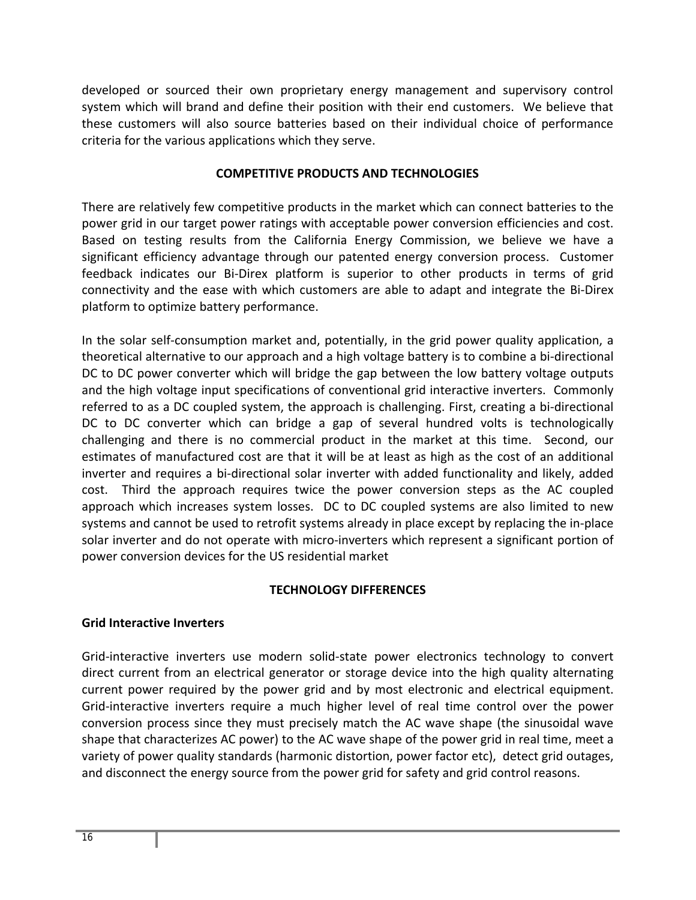developed or sourced their own proprietary energy management and supervisory control system which will brand and define their position with their end customers. We believe that these customers will also source batteries based on their individual choice of performance criteria for the various applications which they serve.

## COMPETITIVE PRODUCTS AND TECHNOLOGIES

There are relatively few competitive products in the market which can connect batteries to the power grid in our target power ratings with acceptable power conversion efficiencies and cost. Based on testing results from the California Energy Commission, we believe we have a significant efficiency advantage through our patented energy conversion process. Customer feedback indicates our Bi-Direx platform is superior to other products in terms of grid connectivity and the ease with which customers are able to adapt and integrate the Bi-Direx platform to optimize battery performance.

In the solar self-consumption market and, potentially, in the grid power quality application, a theoretical alternative to our approach and a high voltage battery is to combine a bi-directional DC to DC power converter which will bridge the gap between the low battery voltage outputs and the high voltage input specifications of conventional grid interactive inverters. Commonly referred to as a DC coupled system, the approach is challenging. First, creating a bi-directional DC to DC converter which can bridge a gap of several hundred volts is technologically challenging and there is no commercial product in the market at this time. Second, our estimates of manufactured cost are that it will be at least as high as the cost of an additional inverter and requires a bi-directional solar inverter with added functionality and likely, added cost. Third the approach requires twice the power conversion steps as the AC coupled approach which increases system losses. DC to DC coupled systems are also limited to new systems and cannot be used to retrofit systems already in place except by replacing the in-place solar inverter and do not operate with micro-inverters which represent a significant portion of power conversion devices for the US residential market

## TECHNOLOGY DIFFERENCES

### Grid Interactive Inverters

Grid-interactive inverters use modern solid-state power electronics technology to convert direct current from an electrical generator or storage device into the high quality alternating current power required by the power grid and by most electronic and electrical equipment. Grid-interactive inverters require a much higher level of real time control over the power conversion process since they must precisely match the AC wave shape (the sinusoidal wave shape that characterizes AC power) to the AC wave shape of the power grid in real time, meet a variety of power quality standards (harmonic distortion, power factor etc), detect grid outages, and disconnect the energy source from the power grid for safety and grid control reasons.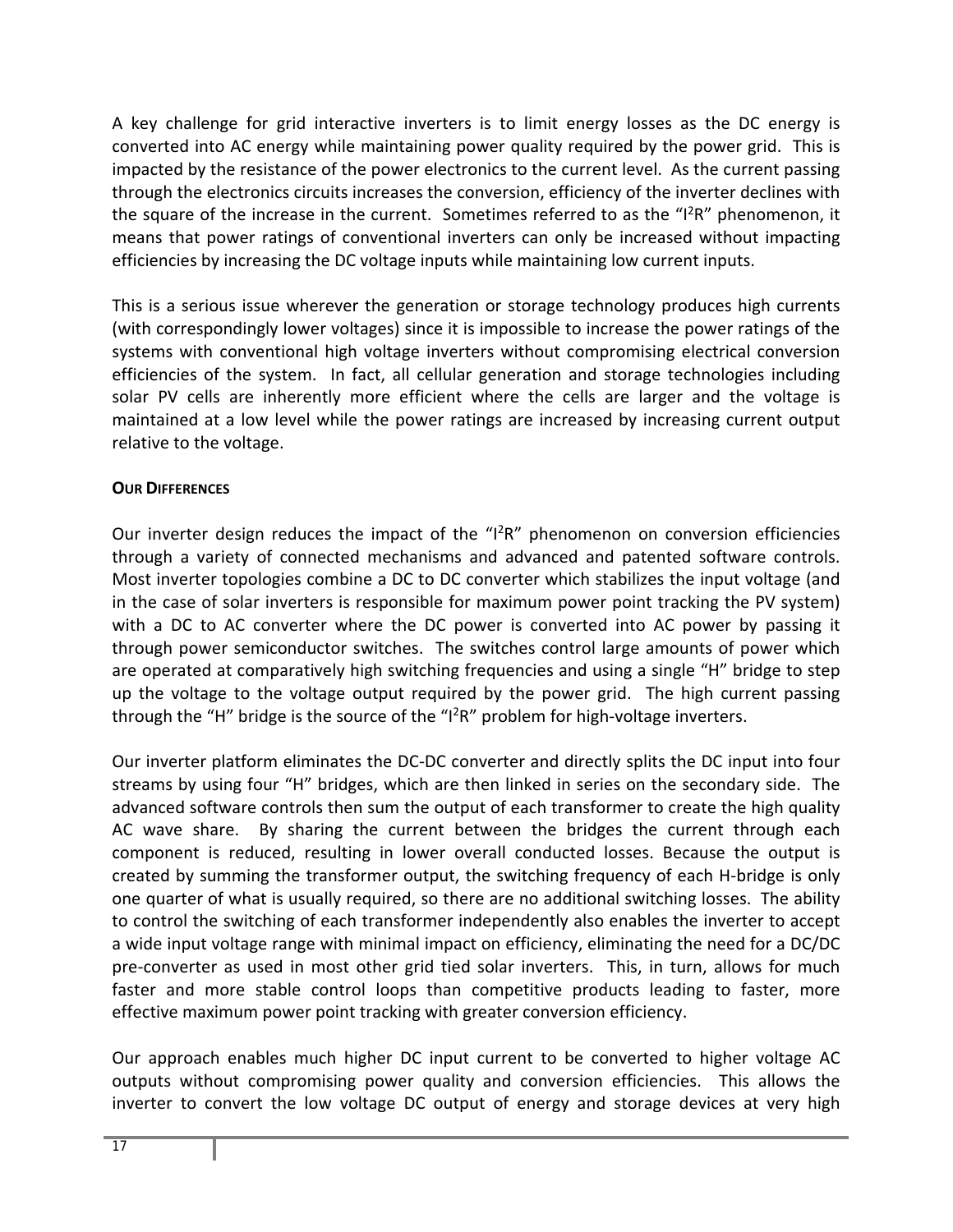A key challenge for grid interactive inverters is to limit energy losses as the DC energy is converted into AC energy while maintaining power quality required by the power grid. This is impacted by the resistance of the power electronics to the current level. As the current passing through the electronics circuits increases the conversion, efficiency of the inverter declines with the square of the increase in the current. Sometimes referred to as the "$I^2R$" phenomenon, it means that power ratings of conventional inverters can only be increased without impacting efficiencies by increasing the DC voltage inputs while maintaining low current inputs.

This is a serious issue wherever the generation or storage technology produces high currents (with correspondingly lower voltages) since it is impossible to increase the power ratings of the systems with conventional high voltage inverters without compromising electrical conversion efficiencies of the system. In fact, all cellular generation and storage technologies including solar PV cells are inherently more efficient where the cells are larger and the voltage is maintained at a low level while the power ratings are increased by increasing current output relative to the voltage.

**OUR DIFFERENCES**

Our inverter design reduces the impact of the "$I^2R$" phenomenon on conversion efficiencies through a variety of connected mechanisms and advanced and patented software controls. Most inverter topologies combine a DC to DC converter which stabilizes the input voltage (and in the case of solar inverters is responsible for maximum power point tracking the PV system) with a DC to AC converter where the DC power is converted into AC power by passing it through power semiconductor switches. The switches control large amounts of power which are operated at comparatively high switching frequencies and using a single "H" bridge to step up the voltage to the voltage output required by the power grid. The high current passing through the "H" bridge is the source of the "$I^2R$" problem for high-voltage inverters.

Our inverter platform eliminates the DC-DC converter and directly splits the DC input into four streams by using four "H" bridges, which are then linked in series on the secondary side. The advanced software controls then sum the output of each transformer to create the high quality AC wave share. By sharing the current between the bridges the current through each component is reduced, resulting in lower overall conducted losses. Because the output is created by summing the transformer output, the switching frequency of each H-bridge is only one quarter of what is usually required, so there are no additional switching losses. The ability to control the switching of each transformer independently also enables the inverter to accept a wide input voltage range with minimal impact on efficiency, eliminating the need for a DC/DC pre-converter as used in most other grid tied solar inverters. This, in turn, allows for much faster and more stable control loops than competitive products leading to faster, more effective maximum power point tracking with greater conversion efficiency.

Our approach enables much higher DC input current to be converted to higher voltage AC outputs without compromising power quality and conversion efficiencies. This allows the inverter to convert the low voltage DC output of energy and storage devices at very high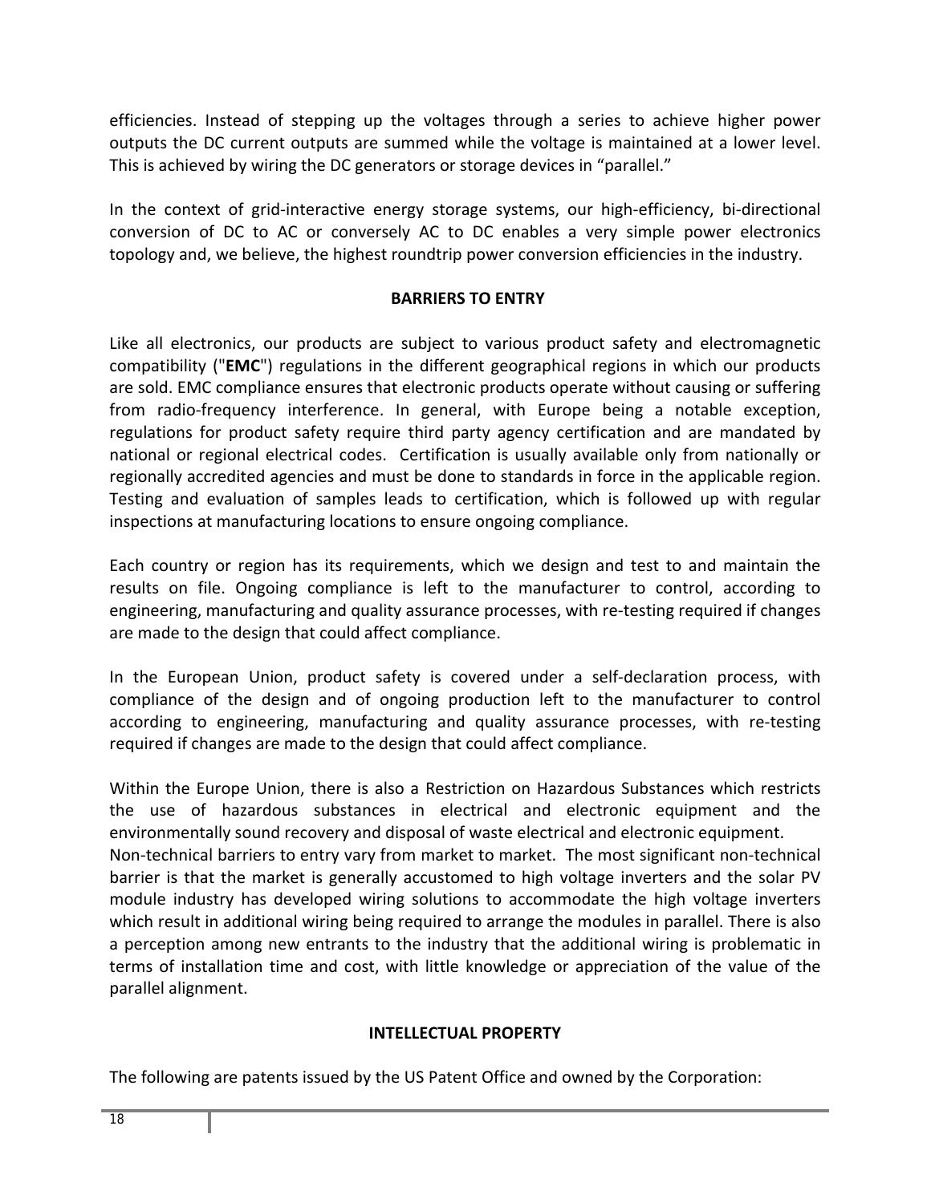efficiencies. Instead of stepping up the voltages through a series to achieve higher power outputs the DC current outputs are summed while the voltage is maintained at a lower level. This is achieved by wiring the DC generators or storage devices in "parallel."

In the context of grid-interactive energy storage systems, our high-efficiency, bi-directional conversion of DC to AC or conversely AC to DC enables a very simple power electronics topology and, we believe, the highest roundtrip power conversion efficiencies in the industry.

## BARRIERS TO ENTRY

Like all electronics, our products are subject to various product safety and electromagnetic compatibility ("**EMC**") regulations in the different geographical regions in which our products are sold. EMC compliance ensures that electronic products operate without causing or suffering from radio-frequency interference. In general, with Europe being a notable exception, regulations for product safety require third party agency certification and are mandated by national or regional electrical codes. Certification is usually available only from nationally or regionally accredited agencies and must be done to standards in force in the applicable region. Testing and evaluation of samples leads to certification, which is followed up with regular inspections at manufacturing locations to ensure ongoing compliance.

Each country or region has its requirements, which we design and test to and maintain the results on file. Ongoing compliance is left to the manufacturer to control, according to engineering, manufacturing and quality assurance processes, with re-testing required if changes are made to the design that could affect compliance.

In the European Union, product safety is covered under a self-declaration process, with compliance of the design and of ongoing production left to the manufacturer to control according to engineering, manufacturing and quality assurance processes, with re-testing required if changes are made to the design that could affect compliance.

Within the Europe Union, there is also a Restriction on Hazardous Substances which restricts the use of hazardous substances in electrical and electronic equipment and the environmentally sound recovery and disposal of waste electrical and electronic equipment.

Non-technical barriers to entry vary from market to market. The most significant non-technical barrier is that the market is generally accustomed to high voltage inverters and the solar PV module industry has developed wiring solutions to accommodate the high voltage inverters which result in additional wiring being required to arrange the modules in parallel. There is also a perception among new entrants to the industry that the additional wiring is problematic in terms of installation time and cost, with little knowledge or appreciation of the value of the parallel alignment.

## INTELLECTUAL PROPERTY

The following are patents issued by the US Patent Office and owned by the Corporation: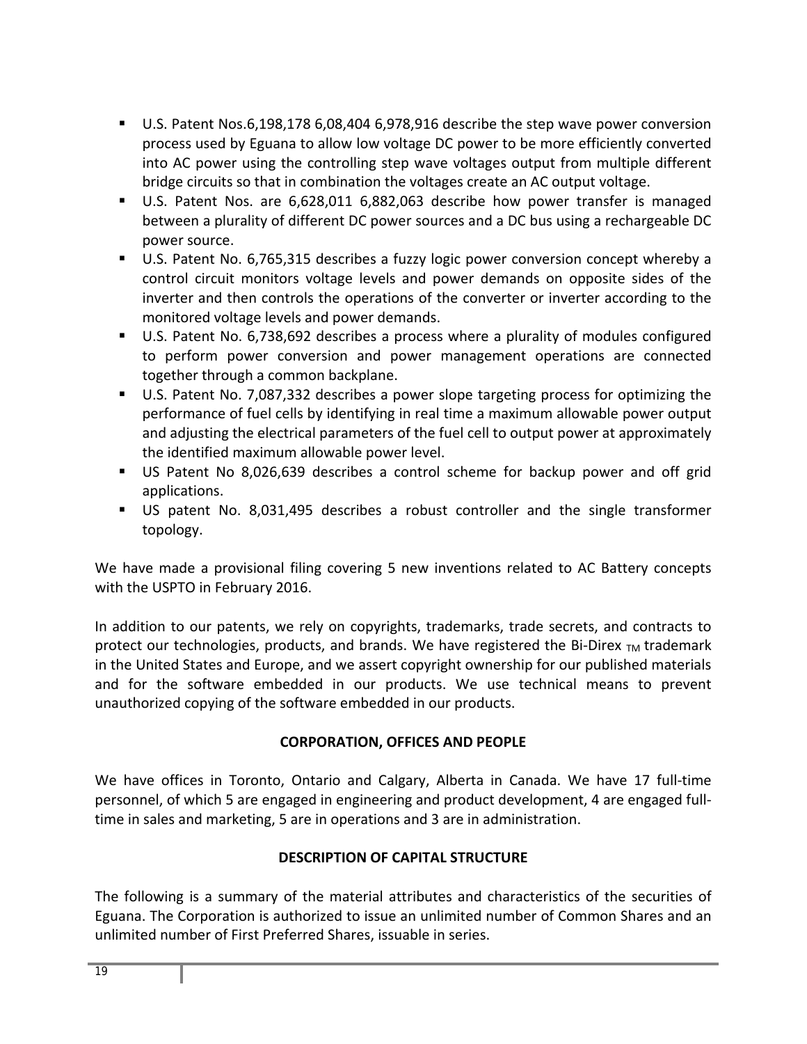- U.S. Patent Nos.6,198,178 6,08,404 6,978,916 describe the step wave power conversion process used by Eguana to allow low voltage DC power to be more efficiently converted into AC power using the controlling step wave voltages output from multiple different bridge circuits so that in combination the voltages create an AC output voltage.
- U.S. Patent Nos. are 6,628,011 6,882,063 describe how power transfer is managed between a plurality of different DC power sources and a DC bus using a rechargeable DC power source.
- U.S. Patent No. 6,765,315 describes a fuzzy logic power conversion concept whereby a control circuit monitors voltage levels and power demands on opposite sides of the inverter and then controls the operations of the converter or inverter according to the monitored voltage levels and power demands.
- U.S. Patent No. 6,738,692 describes a process where a plurality of modules configured to perform power conversion and power management operations are connected together through a common backplane.
- U.S. Patent No. 7,087,332 describes a power slope targeting process for optimizing the performance of fuel cells by identifying in real time a maximum allowable power output and adjusting the electrical parameters of the fuel cell to output power at approximately the identified maximum allowable power level.
- US Patent No 8,026,639 describes a control scheme for backup power and off grid applications.
- US patent No. 8,031,495 describes a robust controller and the single transformer topology.

We have made a provisional filing covering 5 new inventions related to AC Battery concepts with the USPTO in February 2016.

In addition to our patents, we rely on copyrights, trademarks, trade secrets, and contracts to protect our technologies, products, and brands. We have registered the Bi-Direx $_{TM}$ trademark in the United States and Europe, and we assert copyright ownership for our published materials and for the software embedded in our products. We use technical means to prevent unauthorized copying of the software embedded in our products.

## CORPORATION, OFFICES AND PEOPLE

We have offices in Toronto, Ontario and Calgary, Alberta in Canada. We have 17 full-time personnel, of which 5 are engaged in engineering and product development, 4 are engaged full-time in sales and marketing, 5 are in operations and 3 are in administration.

## DESCRIPTION OF CAPITAL STRUCTURE

The following is a summary of the material attributes and characteristics of the securities of Eguana. The Corporation is authorized to issue an unlimited number of Common Shares and an unlimited number of First Preferred Shares, issuable in series.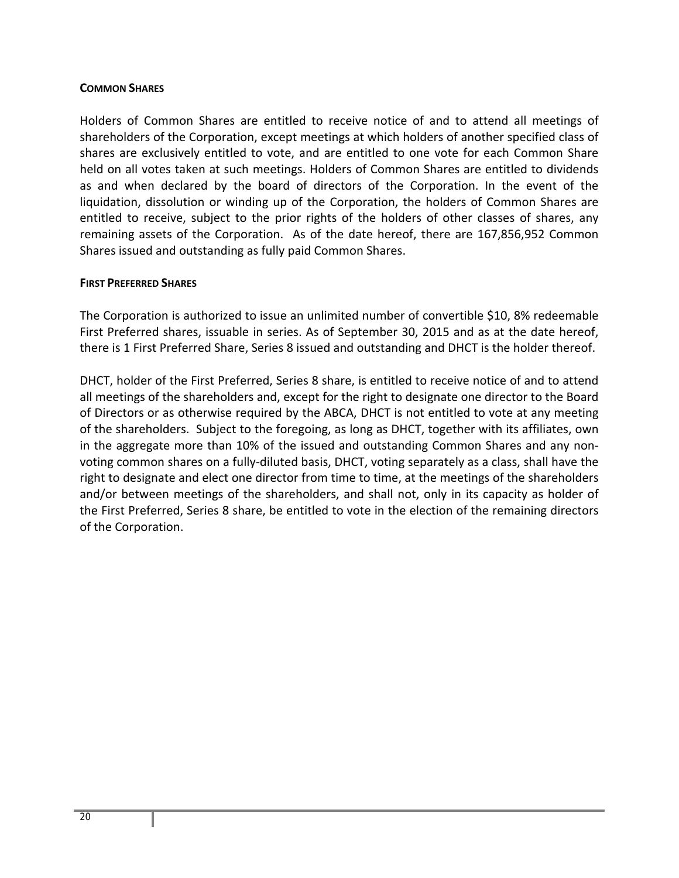#### COMMON SHARES

Holders of Common Shares are entitled to receive notice of and to attend all meetings of shareholders of the Corporation, except meetings at which holders of another specified class of shares are exclusively entitled to vote, and are entitled to one vote for each Common Share held on all votes taken at such meetings. Holders of Common Shares are entitled to dividends as and when declared by the board of directors of the Corporation. In the event of the liquidation, dissolution or winding up of the Corporation, the holders of Common Shares are entitled to receive, subject to the prior rights of the holders of other classes of shares, any remaining assets of the Corporation. As of the date hereof, there are 167,856,952 Common Shares issued and outstanding as fully paid Common Shares.

#### FIRST PREFERRED SHARES

The Corporation is authorized to issue an unlimited number of convertible $10, 8% redeemable First Preferred shares, issuable in series. As of September 30, 2015 and as at the date hereof, there is 1 First Preferred Share, Series 8 issued and outstanding and DHCT is the holder thereof.

DHCT, holder of the First Preferred, Series 8 share, is entitled to receive notice of and to attend all meetings of the shareholders and, except for the right to designate one director to the Board of Directors or as otherwise required by the ABCA, DHCT is not entitled to vote at any meeting of the shareholders. Subject to the foregoing, as long as DHCT, together with its affiliates, own in the aggregate more than 10% of the issued and outstanding Common Shares and any non-voting common shares on a fully-diluted basis, DHCT, voting separately as a class, shall have the right to designate and elect one director from time to time, at the meetings of the shareholders and/or between meetings of the shareholders, and shall not, only in its capacity as holder of the First Preferred, Series 8 share, be entitled to vote in the election of the remaining directors of the Corporation.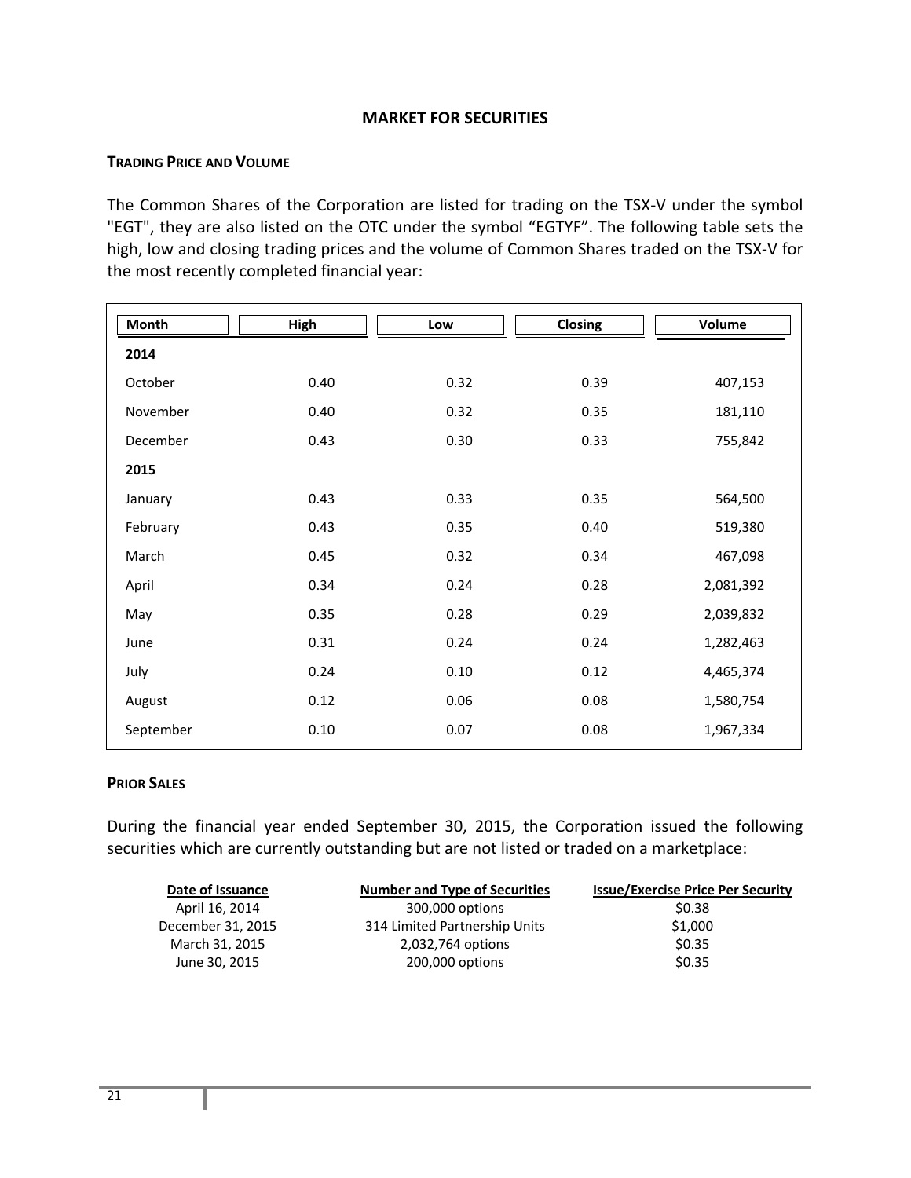## MARKET FOR SECURITIES

### TRADING PRICE AND VOLUME

The Common Shares of the Corporation are listed for trading on the TSX-V under the symbol "EGT", they are also listed on the OTC under the symbol "EGTYF". The following table sets the high, low and closing trading prices and the volume of Common Shares traded on the TSX-V for the most recently completed financial year:

| Month | High | Low | Closing | Volume |
|---|---|---|---|---|
| **2014** | | | | |
| October | 0.40 | 0.32 | 0.39 | 407,153 |
| November | 0.40 | 0.32 | 0.35 | 181,110 |
| December | 0.43 | 0.30 | 0.33 | 755,842 |
| **2015** | | | | |
| January | 0.43 | 0.33 | 0.35 | 564,500 |
| February | 0.43 | 0.35 | 0.40 | 519,380 |
| March | 0.45 | 0.32 | 0.34 | 467,098 |
| April | 0.34 | 0.24 | 0.28 | 2,081,392 |
| May | 0.35 | 0.28 | 0.29 | 2,039,832 |
| June | 0.31 | 0.24 | 0.24 | 1,282,463 |
| July | 0.24 | 0.10 | 0.12 | 4,465,374 |
| August | 0.12 | 0.06 | 0.08 | 1,580,754 |
| September | 0.10 | 0.07 | 0.08 | 1,967,334 |

### PRIOR SALES

During the financial year ended September 30, 2015, the Corporation issued the following securities which are currently outstanding but are not listed or traded on a marketplace:

| Date of Issuance | Number and Type of Securities | Issue/Exercise Price Per Security |
|---|---|---|
| April 16, 2014 | 300,000 options | $0.38 |
| December 31, 2015 | 314 Limited Partnership Units | $1,000 |
| March 31, 2015 | 2,032,764 options | $0.35 |
| June 30, 2015 | 200,000 options | $0.35 |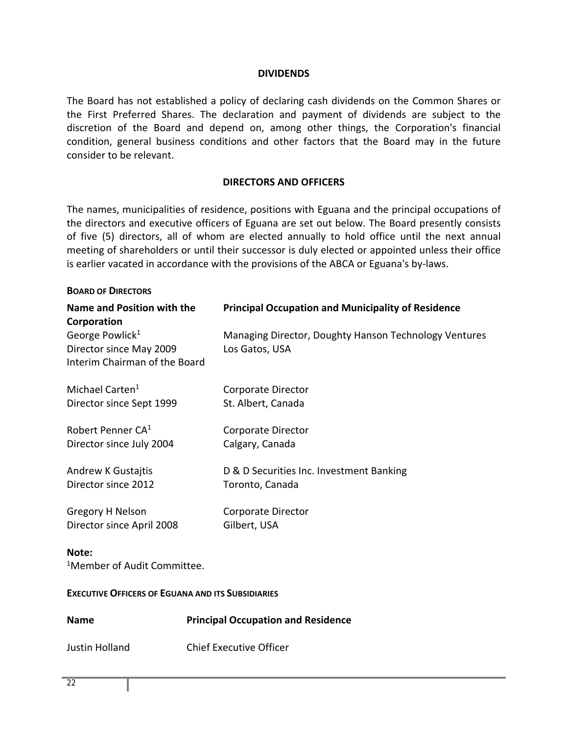## DIVIDENDS

The Board has not established a policy of declaring cash dividends on the Common Shares or the First Preferred Shares. The declaration and payment of dividends are subject to the discretion of the Board and depend on, among other things, the Corporation's financial condition, general business conditions and other factors that the Board may in the future consider to be relevant.

## DIRECTORS AND OFFICERS

The names, municipalities of residence, positions with Eguana and the principal occupations of the directors and executive officers of Eguana are set out below. The Board presently consists of five (5) directors, all of whom are elected annually to hold office until the next annual meeting of shareholders or until their successor is duly elected or appointed unless their office is earlier vacated in accordance with the provisions of the ABCA or Eguana's by-laws.

### BOARD OF DIRECTORS

| Name and Position with the Corporation | Principal Occupation and Municipality of Residence |
|---|---|
| George Powlick[1]<br>Director since May 2009<br>Interim Chairman of the Board | Managing Director, Doughty Hanson Technology Ventures<br>Los Gatos, USA |
| Michael Carten[1]<br>Director since Sept 1999 | Corporate Director<br>St. Albert, Canada |
| Robert Penner CA[1]<br>Director since July 2004 | Corporate Director<br>Calgary, Canada |
| Andrew K Gustajtis<br>Director since 2012 | D & D Securities Inc. Investment Banking<br>Toronto, Canada |
| Gregory H Nelson<br>Director since April 2008 | Corporate Director<br>Gilbert, USA |

**Note:**
[1]Member of Audit Committee.

### EXECUTIVE OFFICERS OF EGUANA AND ITS SUBSIDIARIES

| Name | Principal Occupation and Residence |
|---|---|
| Justin Holland | Chief Executive Officer |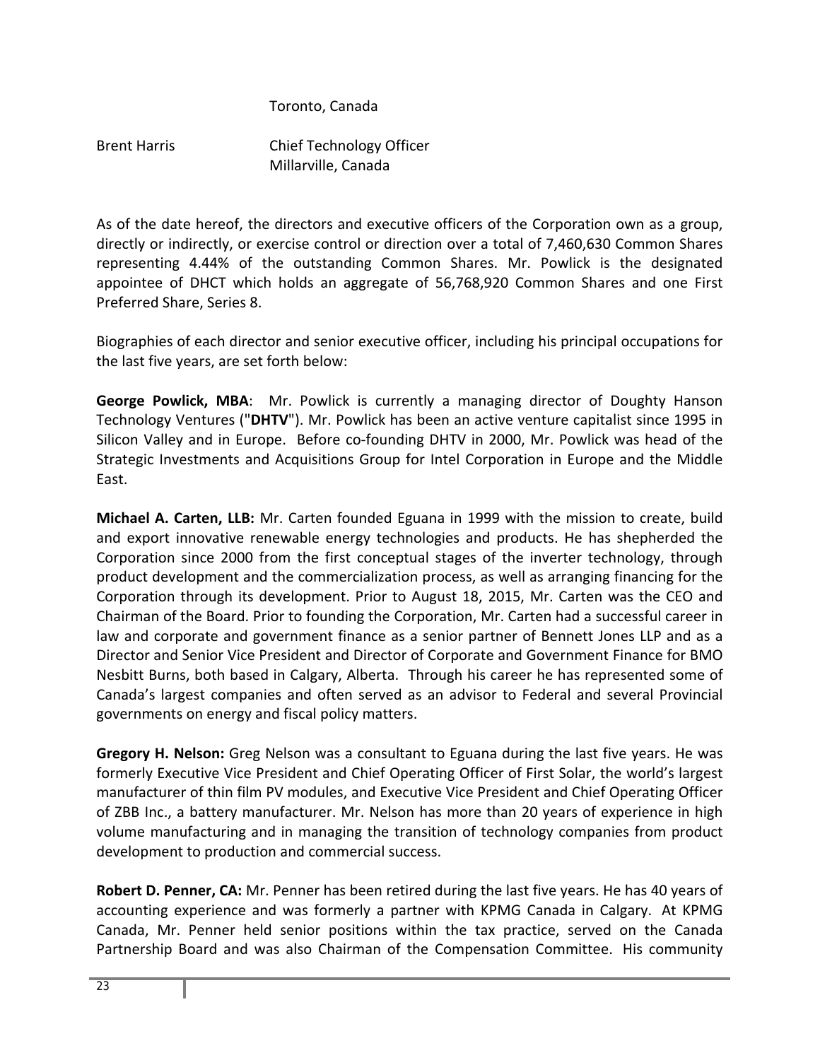| | |
|---|---|
| | Toronto, Canada |
| Brent Harris | Chief Technology Officer<br>Millarville, Canada |

As of the date hereof, the directors and executive officers of the Corporation own as a group, directly or indirectly, or exercise control or direction over a total of 7,460,630 Common Shares representing 4.44% of the outstanding Common Shares. Mr. Powlick is the designated appointee of DHCT which holds an aggregate of 56,768,920 Common Shares and one First Preferred Share, Series 8.

Biographies of each director and senior executive officer, including his principal occupations for the last five years, are set forth below:

**George Powlick, MBA**: Mr. Powlick is currently a managing director of Doughty Hanson Technology Ventures ("**DHTV**"). Mr. Powlick has been an active venture capitalist since 1995 in Silicon Valley and in Europe. Before co-founding DHTV in 2000, Mr. Powlick was head of the Strategic Investments and Acquisitions Group for Intel Corporation in Europe and the Middle East.

**Michael A. Carten, LLB:** Mr. Carten founded Eguana in 1999 with the mission to create, build and export innovative renewable energy technologies and products. He has shepherded the Corporation since 2000 from the first conceptual stages of the inverter technology, through product development and the commercialization process, as well as arranging financing for the Corporation through its development. Prior to August 18, 2015, Mr. Carten was the CEO and Chairman of the Board. Prior to founding the Corporation, Mr. Carten had a successful career in law and corporate and government finance as a senior partner of Bennett Jones LLP and as a Director and Senior Vice President and Director of Corporate and Government Finance for BMO Nesbitt Burns, both based in Calgary, Alberta. Through his career he has represented some of Canada's largest companies and often served as an advisor to Federal and several Provincial governments on energy and fiscal policy matters.

**Gregory H. Nelson:** Greg Nelson was a consultant to Eguana during the last five years. He was formerly Executive Vice President and Chief Operating Officer of First Solar, the world's largest manufacturer of thin film PV modules, and Executive Vice President and Chief Operating Officer of ZBB Inc., a battery manufacturer. Mr. Nelson has more than 20 years of experience in high volume manufacturing and in managing the transition of technology companies from product development to production and commercial success.

**Robert D. Penner, CA:** Mr. Penner has been retired during the last five years. He has 40 years of accounting experience and was formerly a partner with KPMG Canada in Calgary. At KPMG Canada, Mr. Penner held senior positions within the tax practice, served on the Canada Partnership Board and was also Chairman of the Compensation Committee. His community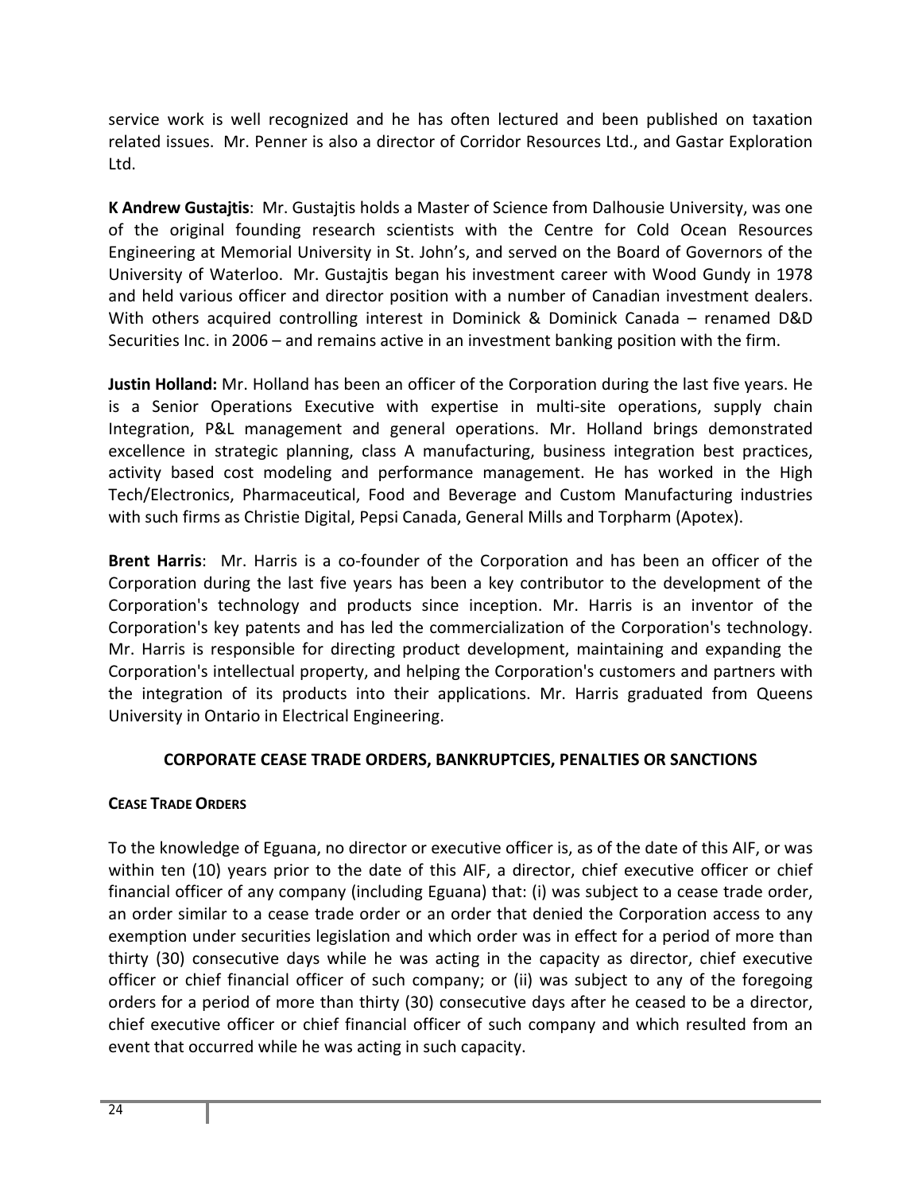service work is well recognized and he has often lectured and been published on taxation related issues. Mr. Penner is also a director of Corridor Resources Ltd., and Gastar Exploration Ltd.

**K Andrew Gustajtis**: Mr. Gustajtis holds a Master of Science from Dalhousie University, was one of the original founding research scientists with the Centre for Cold Ocean Resources Engineering at Memorial University in St. John's, and served on the Board of Governors of the University of Waterloo. Mr. Gustajtis began his investment career with Wood Gundy in 1978 and held various officer and director position with a number of Canadian investment dealers. With others acquired controlling interest in Dominick & Dominick Canada – renamed D&D Securities Inc. in 2006 – and remains active in an investment banking position with the firm.

**Justin Holland:** Mr. Holland has been an officer of the Corporation during the last five years. He is a Senior Operations Executive with expertise in multi-site operations, supply chain Integration, P&L management and general operations. Mr. Holland brings demonstrated excellence in strategic planning, class A manufacturing, business integration best practices, activity based cost modeling and performance management. He has worked in the High Tech/Electronics, Pharmaceutical, Food and Beverage and Custom Manufacturing industries with such firms as Christie Digital, Pepsi Canada, General Mills and Torpharm (Apotex).

**Brent Harris**: Mr. Harris is a co-founder of the Corporation and has been an officer of the Corporation during the last five years has been a key contributor to the development of the Corporation's technology and products since inception. Mr. Harris is an inventor of the Corporation's key patents and has led the commercialization of the Corporation's technology. Mr. Harris is responsible for directing product development, maintaining and expanding the Corporation's intellectual property, and helping the Corporation's customers and partners with the integration of its products into their applications. Mr. Harris graduated from Queens University in Ontario in Electrical Engineering.

## CORPORATE CEASE TRADE ORDERS, BANKRUPTCIES, PENALTIES OR SANCTIONS

### CEASE TRADE ORDERS

To the knowledge of Eguana, no director or executive officer is, as of the date of this AIF, or was within ten (10) years prior to the date of this AIF, a director, chief executive officer or chief financial officer of any company (including Eguana) that: (i) was subject to a cease trade order, an order similar to a cease trade order or an order that denied the Corporation access to any exemption under securities legislation and which order was in effect for a period of more than thirty (30) consecutive days while he was acting in the capacity as director, chief executive officer or chief financial officer of such company; or (ii) was subject to any of the foregoing orders for a period of more than thirty (30) consecutive days after he ceased to be a director, chief executive officer or chief financial officer of such company and which resulted from an event that occurred while he was acting in such capacity.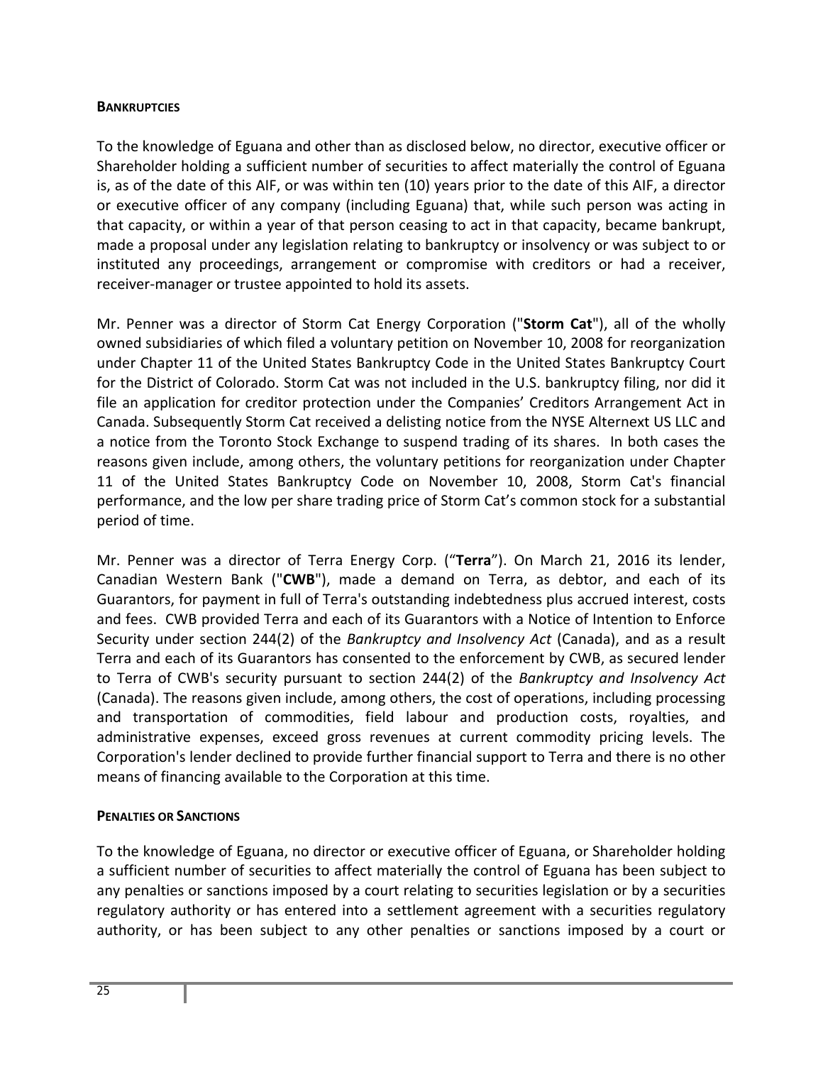#### BANKRUPTCIES

To the knowledge of Eguana and other than as disclosed below, no director, executive officer or Shareholder holding a sufficient number of securities to affect materially the control of Eguana is, as of the date of this AIF, or was within ten (10) years prior to the date of this AIF, a director or executive officer of any company (including Eguana) that, while such person was acting in that capacity, or within a year of that person ceasing to act in that capacity, became bankrupt, made a proposal under any legislation relating to bankruptcy or insolvency or was subject to or instituted any proceedings, arrangement or compromise with creditors or had a receiver, receiver-manager or trustee appointed to hold its assets.

Mr. Penner was a director of Storm Cat Energy Corporation ("**Storm Cat**"), all of the wholly owned subsidiaries of which filed a voluntary petition on November 10, 2008 for reorganization under Chapter 11 of the United States Bankruptcy Code in the United States Bankruptcy Court for the District of Colorado. Storm Cat was not included in the U.S. bankruptcy filing, nor did it file an application for creditor protection under the Companies' Creditors Arrangement Act in Canada. Subsequently Storm Cat received a delisting notice from the NYSE Alternext US LLC and a notice from the Toronto Stock Exchange to suspend trading of its shares. In both cases the reasons given include, among others, the voluntary petitions for reorganization under Chapter 11 of the United States Bankruptcy Code on November 10, 2008, Storm Cat's financial performance, and the low per share trading price of Storm Cat's common stock for a substantial period of time.

Mr. Penner was a director of Terra Energy Corp. ("**Terra**"). On March 21, 2016 its lender, Canadian Western Bank ("**CWB**"), made a demand on Terra, as debtor, and each of its Guarantors, for payment in full of Terra's outstanding indebtedness plus accrued interest, costs and fees. CWB provided Terra and each of its Guarantors with a Notice of Intention to Enforce Security under section 244(2) of the *Bankruptcy and Insolvency Act* (Canada), and as a result Terra and each of its Guarantors has consented to the enforcement by CWB, as secured lender to Terra of CWB's security pursuant to section 244(2) of the *Bankruptcy and Insolvency Act* (Canada). The reasons given include, among others, the cost of operations, including processing and transportation of commodities, field labour and production costs, royalties, and administrative expenses, exceed gross revenues at current commodity pricing levels. The Corporation's lender declined to provide further financial support to Terra and there is no other means of financing available to the Corporation at this time.

#### PENALTIES OR SANCTIONS

To the knowledge of Eguana, no director or executive officer of Eguana, or Shareholder holding a sufficient number of securities to affect materially the control of Eguana has been subject to any penalties or sanctions imposed by a court relating to securities legislation or by a securities regulatory authority or has entered into a settlement agreement with a securities regulatory authority, or has been subject to any other penalties or sanctions imposed by a court or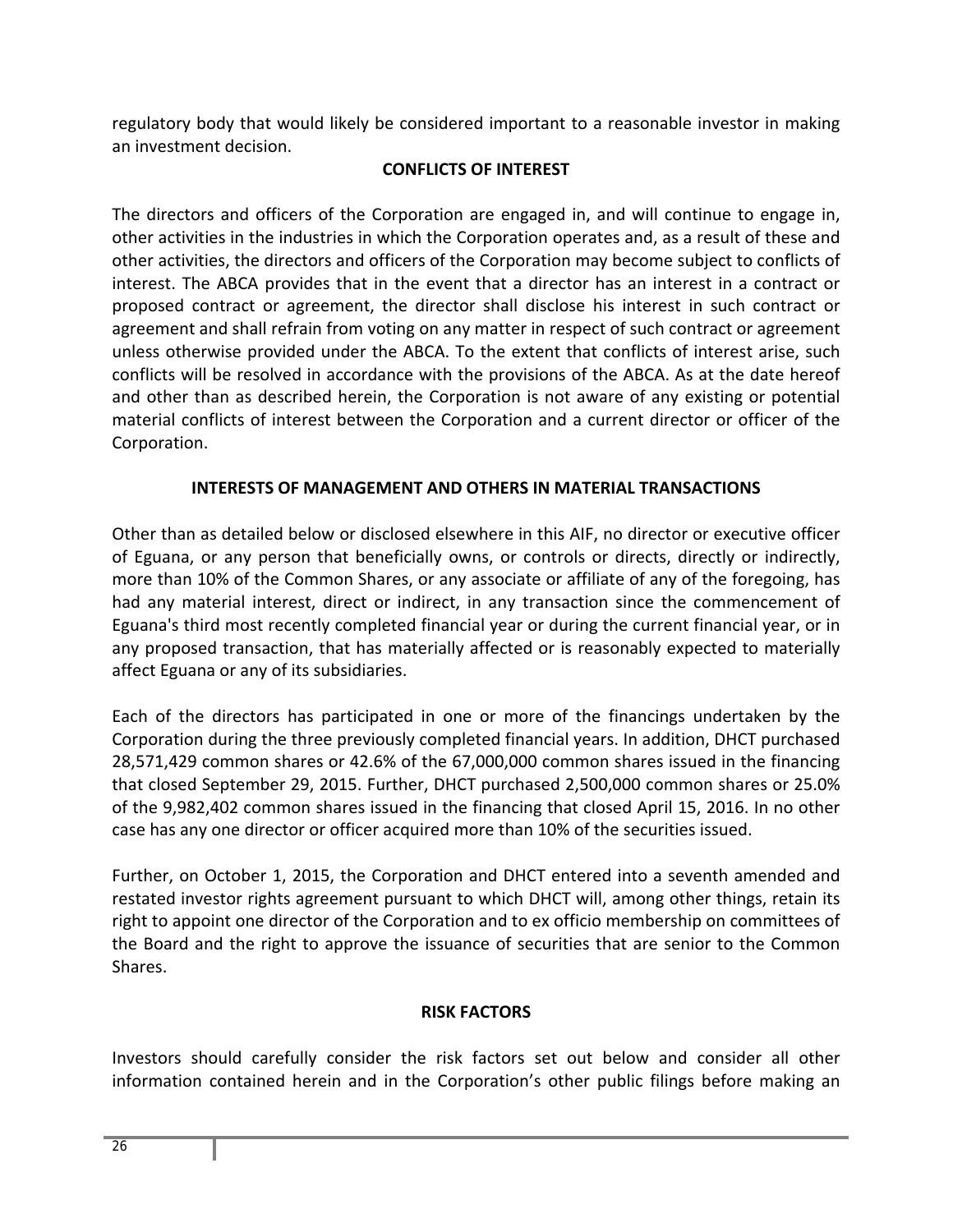regulatory body that would likely be considered important to a reasonable investor in making an investment decision.

## CONFLICTS OF INTEREST

The directors and officers of the Corporation are engaged in, and will continue to engage in, other activities in the industries in which the Corporation operates and, as a result of these and other activities, the directors and officers of the Corporation may become subject to conflicts of interest. The ABCA provides that in the event that a director has an interest in a contract or proposed contract or agreement, the director shall disclose his interest in such contract or agreement and shall refrain from voting on any matter in respect of such contract or agreement unless otherwise provided under the ABCA. To the extent that conflicts of interest arise, such conflicts will be resolved in accordance with the provisions of the ABCA. As at the date hereof and other than as described herein, the Corporation is not aware of any existing or potential material conflicts of interest between the Corporation and a current director or officer of the Corporation.

## INTERESTS OF MANAGEMENT AND OTHERS IN MATERIAL TRANSACTIONS

Other than as detailed below or disclosed elsewhere in this AIF, no director or executive officer of Eguana, or any person that beneficially owns, or controls or directs, directly or indirectly, more than 10% of the Common Shares, or any associate or affiliate of any of the foregoing, has had any material interest, direct or indirect, in any transaction since the commencement of Eguana's third most recently completed financial year or during the current financial year, or in any proposed transaction, that has materially affected or is reasonably expected to materially affect Eguana or any of its subsidiaries.

Each of the directors has participated in one or more of the financings undertaken by the Corporation during the three previously completed financial years. In addition, DHCT purchased 28,571,429 common shares or 42.6% of the 67,000,000 common shares issued in the financing that closed September 29, 2015. Further, DHCT purchased 2,500,000 common shares or 25.0% of the 9,982,402 common shares issued in the financing that closed April 15, 2016. In no other case has any one director or officer acquired more than 10% of the securities issued.

Further, on October 1, 2015, the Corporation and DHCT entered into a seventh amended and restated investor rights agreement pursuant to which DHCT will, among other things, retain its right to appoint one director of the Corporation and to ex officio membership on committees of the Board and the right to approve the issuance of securities that are senior to the Common Shares.

## RISK FACTORS

Investors should carefully consider the risk factors set out below and consider all other information contained herein and in the Corporation's other public filings before making an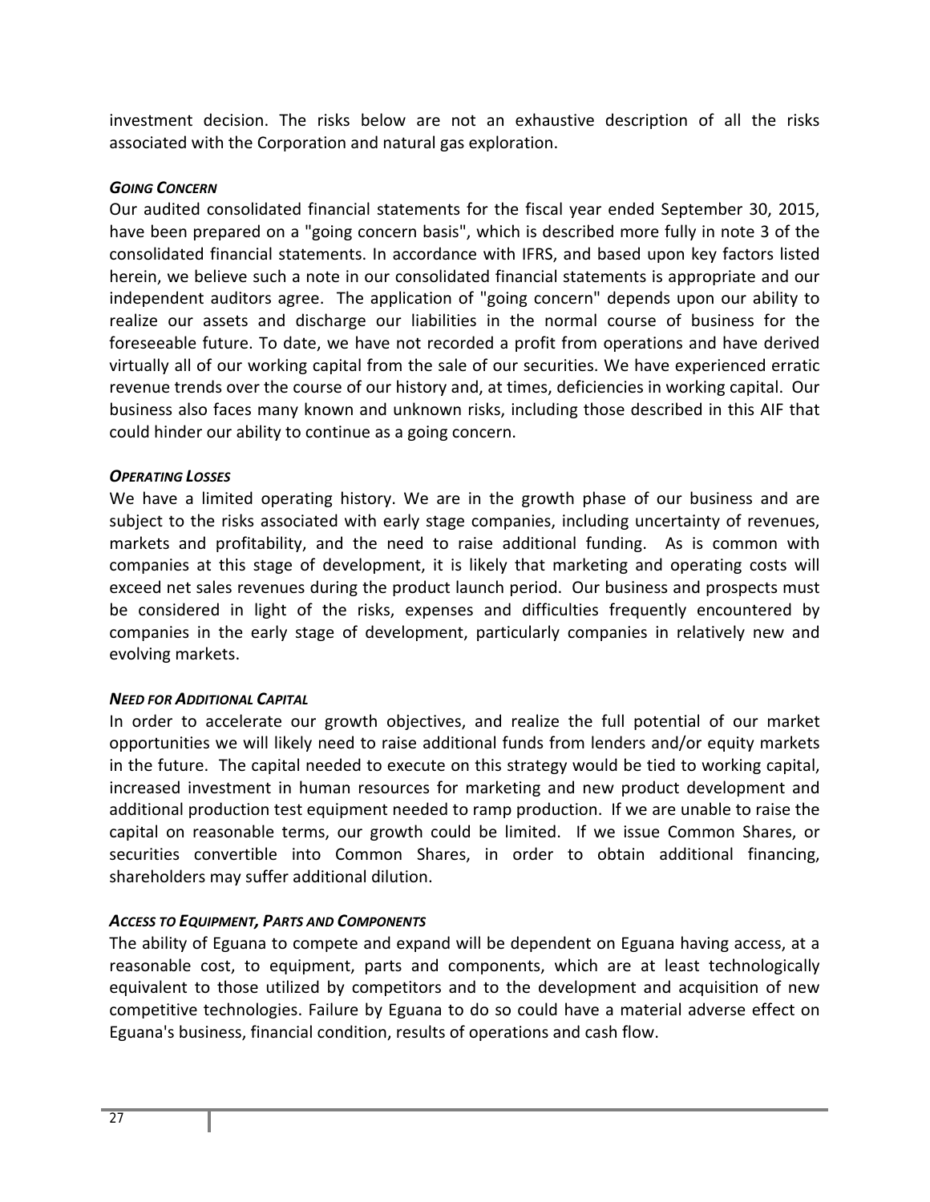investment decision. The risks below are not an exhaustive description of all the risks associated with the Corporation and natural gas exploration.

***GOING CONCERN***

Our audited consolidated financial statements for the fiscal year ended September 30, 2015, have been prepared on a "going concern basis", which is described more fully in note 3 of the consolidated financial statements. In accordance with IFRS, and based upon key factors listed herein, we believe such a note in our consolidated financial statements is appropriate and our independent auditors agree. The application of "going concern" depends upon our ability to realize our assets and discharge our liabilities in the normal course of business for the foreseeable future. To date, we have not recorded a profit from operations and have derived virtually all of our working capital from the sale of our securities. We have experienced erratic revenue trends over the course of our history and, at times, deficiencies in working capital. Our business also faces many known and unknown risks, including those described in this AIF that could hinder our ability to continue as a going concern.

***OPERATING LOSSES***

We have a limited operating history. We are in the growth phase of our business and are subject to the risks associated with early stage companies, including uncertainty of revenues, markets and profitability, and the need to raise additional funding. As is common with companies at this stage of development, it is likely that marketing and operating costs will exceed net sales revenues during the product launch period. Our business and prospects must be considered in light of the risks, expenses and difficulties frequently encountered by companies in the early stage of development, particularly companies in relatively new and evolving markets.

***NEED FOR ADDITIONAL CAPITAL***

In order to accelerate our growth objectives, and realize the full potential of our market opportunities we will likely need to raise additional funds from lenders and/or equity markets in the future. The capital needed to execute on this strategy would be tied to working capital, increased investment in human resources for marketing and new product development and additional production test equipment needed to ramp production. If we are unable to raise the capital on reasonable terms, our growth could be limited. If we issue Common Shares, or securities convertible into Common Shares, in order to obtain additional financing, shareholders may suffer additional dilution.

***ACCESS TO EQUIPMENT, PARTS AND COMPONENTS***

The ability of Eguana to compete and expand will be dependent on Eguana having access, at a reasonable cost, to equipment, parts and components, which are at least technologically equivalent to those utilized by competitors and to the development and acquisition of new competitive technologies. Failure by Eguana to do so could have a material adverse effect on Eguana's business, financial condition, results of operations and cash flow.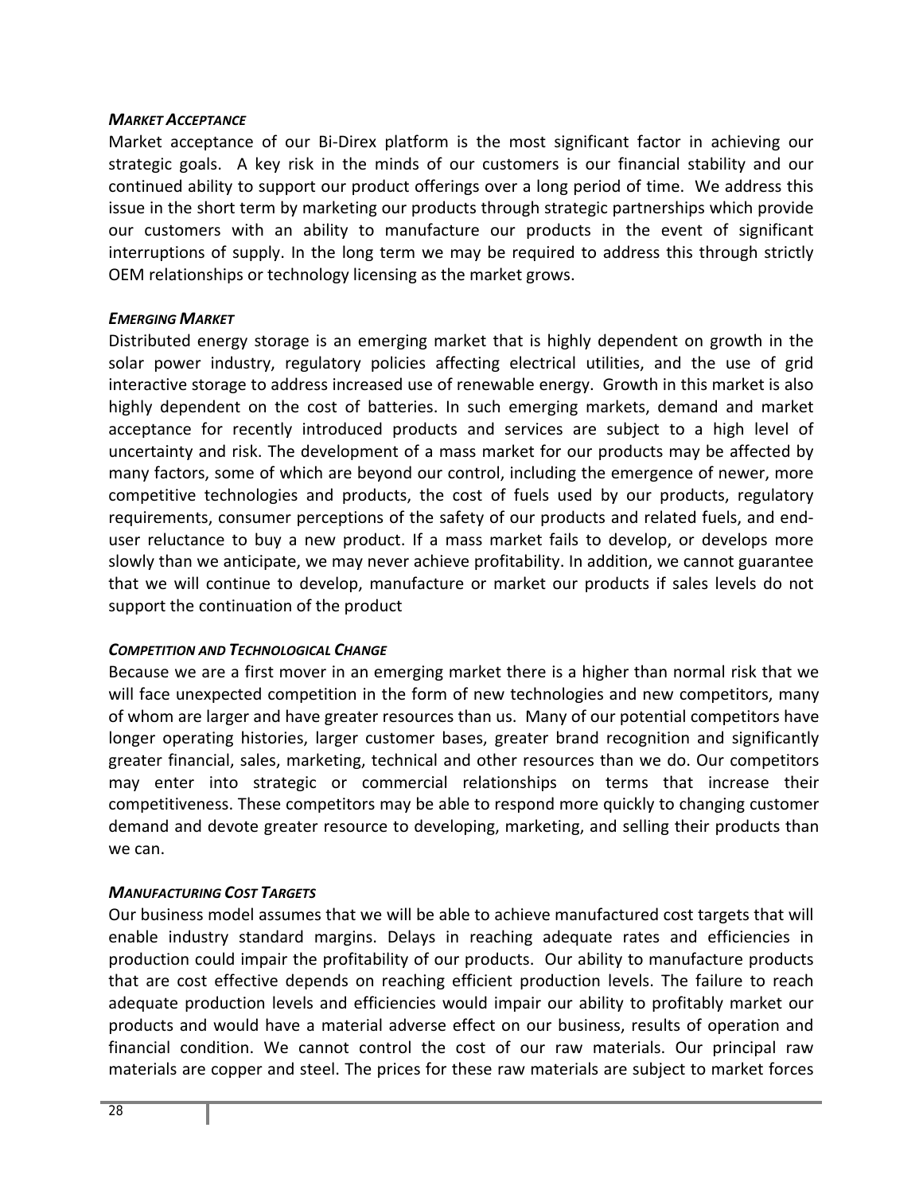***MARKET ACCEPTANCE***

Market acceptance of our Bi-Direx platform is the most significant factor in achieving our strategic goals. A key risk in the minds of our customers is our financial stability and our continued ability to support our product offerings over a long period of time. We address this issue in the short term by marketing our products through strategic partnerships which provide our customers with an ability to manufacture our products in the event of significant interruptions of supply. In the long term we may be required to address this through strictly OEM relationships or technology licensing as the market grows.

***EMERGING MARKET***

Distributed energy storage is an emerging market that is highly dependent on growth in the solar power industry, regulatory policies affecting electrical utilities, and the use of grid interactive storage to address increased use of renewable energy. Growth in this market is also highly dependent on the cost of batteries. In such emerging markets, demand and market acceptance for recently introduced products and services are subject to a high level of uncertainty and risk. The development of a mass market for our products may be affected by many factors, some of which are beyond our control, including the emergence of newer, more competitive technologies and products, the cost of fuels used by our products, regulatory requirements, consumer perceptions of the safety of our products and related fuels, and end-user reluctance to buy a new product. If a mass market fails to develop, or develops more slowly than we anticipate, we may never achieve profitability. In addition, we cannot guarantee that we will continue to develop, manufacture or market our products if sales levels do not support the continuation of the product

***COMPETITION AND TECHNOLOGICAL CHANGE***

Because we are a first mover in an emerging market there is a higher than normal risk that we will face unexpected competition in the form of new technologies and new competitors, many of whom are larger and have greater resources than us. Many of our potential competitors have longer operating histories, larger customer bases, greater brand recognition and significantly greater financial, sales, marketing, technical and other resources than we do. Our competitors may enter into strategic or commercial relationships on terms that increase their competitiveness. These competitors may be able to respond more quickly to changing customer demand and devote greater resource to developing, marketing, and selling their products than we can.

***MANUFACTURING COST TARGETS***

Our business model assumes that we will be able to achieve manufactured cost targets that will enable industry standard margins. Delays in reaching adequate rates and efficiencies in production could impair the profitability of our products. Our ability to manufacture products that are cost effective depends on reaching efficient production levels. The failure to reach adequate production levels and efficiencies would impair our ability to profitably market our products and would have a material adverse effect on our business, results of operation and financial condition. We cannot control the cost of our raw materials. Our principal raw materials are copper and steel. The prices for these raw materials are subject to market forces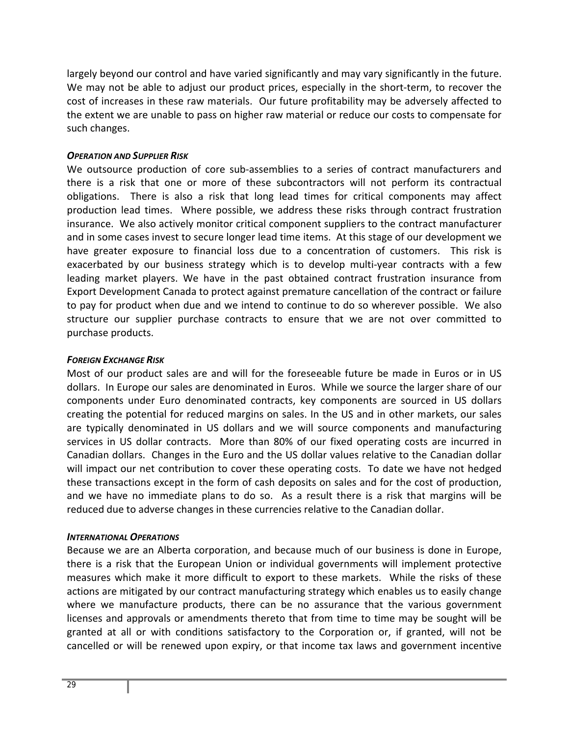largely beyond our control and have varied significantly and may vary significantly in the future. We may not be able to adjust our product prices, especially in the short-term, to recover the cost of increases in these raw materials. Our future profitability may be adversely affected to the extent we are unable to pass on higher raw material or reduce our costs to compensate for such changes.

***OPERATION AND SUPPLIER RISK***

We outsource production of core sub-assemblies to a series of contract manufacturers and there is a risk that one or more of these subcontractors will not perform its contractual obligations. There is also a risk that long lead times for critical components may affect production lead times. Where possible, we address these risks through contract frustration insurance. We also actively monitor critical component suppliers to the contract manufacturer and in some cases invest to secure longer lead time items. At this stage of our development we have greater exposure to financial loss due to a concentration of customers. This risk is exacerbated by our business strategy which is to develop multi-year contracts with a few leading market players. We have in the past obtained contract frustration insurance from Export Development Canada to protect against premature cancellation of the contract or failure to pay for product when due and we intend to continue to do so wherever possible. We also structure our supplier purchase contracts to ensure that we are not over committed to purchase products.

***FOREIGN EXCHANGE RISK***

Most of our product sales are and will for the foreseeable future be made in Euros or in US dollars. In Europe our sales are denominated in Euros. While we source the larger share of our components under Euro denominated contracts, key components are sourced in US dollars creating the potential for reduced margins on sales. In the US and in other markets, our sales are typically denominated in US dollars and we will source components and manufacturing services in US dollar contracts. More than 80% of our fixed operating costs are incurred in Canadian dollars. Changes in the Euro and the US dollar values relative to the Canadian dollar will impact our net contribution to cover these operating costs. To date we have not hedged these transactions except in the form of cash deposits on sales and for the cost of production, and we have no immediate plans to do so. As a result there is a risk that margins will be reduced due to adverse changes in these currencies relative to the Canadian dollar.

***INTERNATIONAL OPERATIONS***

Because we are an Alberta corporation, and because much of our business is done in Europe, there is a risk that the European Union or individual governments will implement protective measures which make it more difficult to export to these markets. While the risks of these actions are mitigated by our contract manufacturing strategy which enables us to easily change where we manufacture products, there can be no assurance that the various government licenses and approvals or amendments thereto that from time to time may be sought will be granted at all or with conditions satisfactory to the Corporation or, if granted, will not be cancelled or will be renewed upon expiry, or that income tax laws and government incentive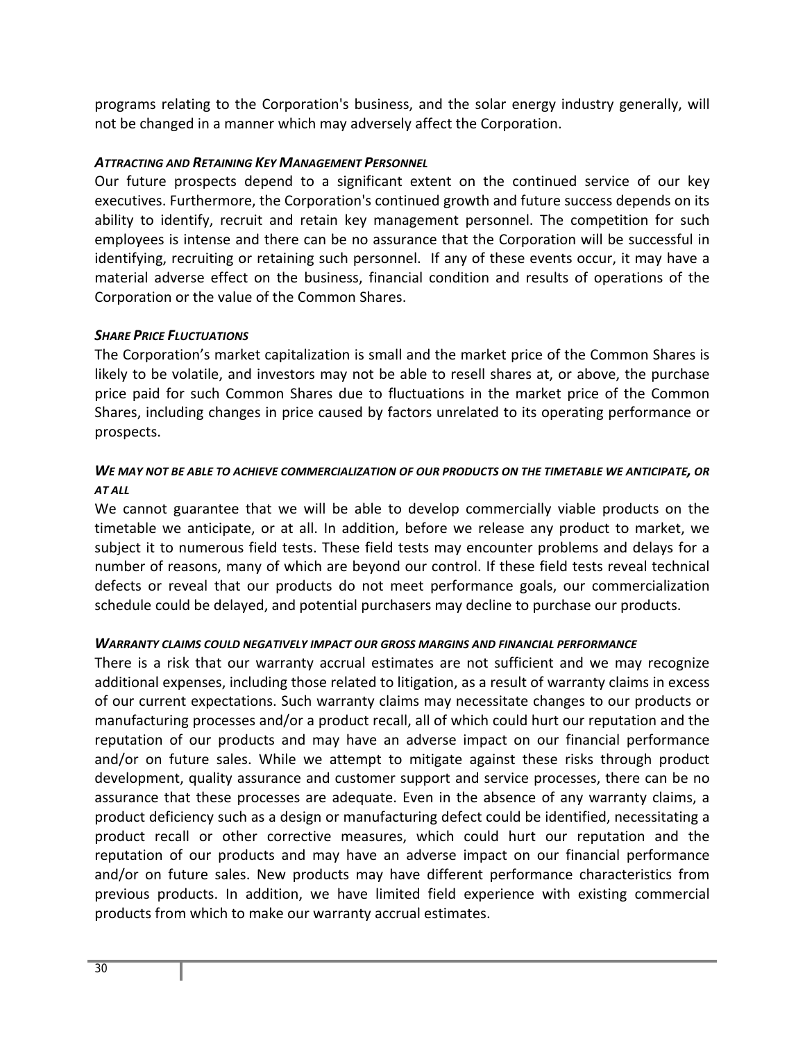programs relating to the Corporation's business, and the solar energy industry generally, will not be changed in a manner which may adversely affect the Corporation.

***Attracting and Retaining Key Management Personnel***

Our future prospects depend to a significant extent on the continued service of our key executives. Furthermore, the Corporation's continued growth and future success depends on its ability to identify, recruit and retain key management personnel. The competition for such employees is intense and there can be no assurance that the Corporation will be successful in identifying, recruiting or retaining such personnel. If any of these events occur, it may have a material adverse effect on the business, financial condition and results of operations of the Corporation or the value of the Common Shares.

***Share Price Fluctuations***

The Corporation's market capitalization is small and the market price of the Common Shares is likely to be volatile, and investors may not be able to resell shares at, or above, the purchase price paid for such Common Shares due to fluctuations in the market price of the Common Shares, including changes in price caused by factors unrelated to its operating performance or prospects.

***We may not be able to achieve commercialization of our products on the timetable we anticipate, or at all***

We cannot guarantee that we will be able to develop commercially viable products on the timetable we anticipate, or at all. In addition, before we release any product to market, we subject it to numerous field tests. These field tests may encounter problems and delays for a number of reasons, many of which are beyond our control. If these field tests reveal technical defects or reveal that our products do not meet performance goals, our commercialization schedule could be delayed, and potential purchasers may decline to purchase our products.

***Warranty claims could negatively impact our gross margins and financial performance***

There is a risk that our warranty accrual estimates are not sufficient and we may recognize additional expenses, including those related to litigation, as a result of warranty claims in excess of our current expectations. Such warranty claims may necessitate changes to our products or manufacturing processes and/or a product recall, all of which could hurt our reputation and the reputation of our products and may have an adverse impact on our financial performance and/or on future sales. While we attempt to mitigate against these risks through product development, quality assurance and customer support and service processes, there can be no assurance that these processes are adequate. Even in the absence of any warranty claims, a product deficiency such as a design or manufacturing defect could be identified, necessitating a product recall or other corrective measures, which could hurt our reputation and the reputation of our products and may have an adverse impact on our financial performance and/or on future sales. New products may have different performance characteristics from previous products. In addition, we have limited field experience with existing commercial products from which to make our warranty accrual estimates.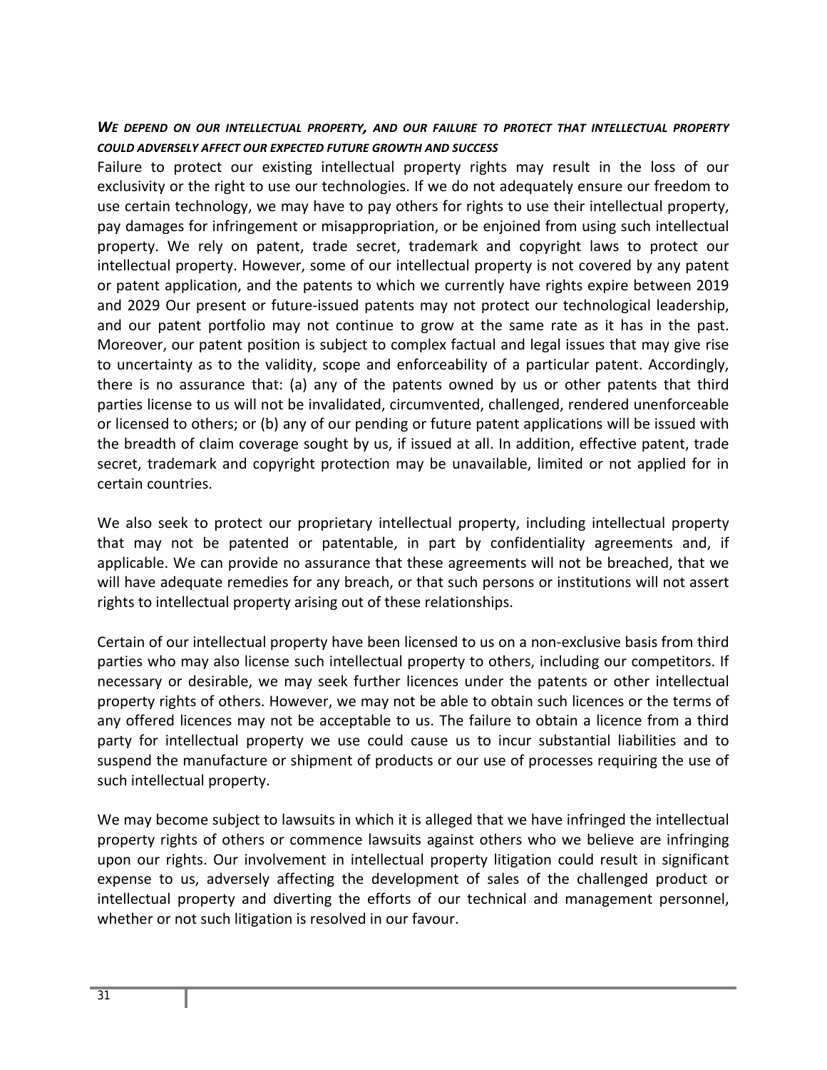***WE DEPEND ON OUR INTELLECTUAL PROPERTY, AND OUR FAILURE TO PROTECT THAT INTELLECTUAL PROPERTY COULD ADVERSELY AFFECT OUR EXPECTED FUTURE GROWTH AND SUCCESS***

Failure to protect our existing intellectual property rights may result in the loss of our exclusivity or the right to use our technologies. If we do not adequately ensure our freedom to use certain technology, we may have to pay others for rights to use their intellectual property, pay damages for infringement or misappropriation, or be enjoined from using such intellectual property. We rely on patent, trade secret, trademark and copyright laws to protect our intellectual property. However, some of our intellectual property is not covered by any patent or patent application, and the patents to which we currently have rights expire between 2019 and 2029 Our present or future-issued patents may not protect our technological leadership, and our patent portfolio may not continue to grow at the same rate as it has in the past. Moreover, our patent position is subject to complex factual and legal issues that may give rise to uncertainty as to the validity, scope and enforceability of a particular patent. Accordingly, there is no assurance that: (a) any of the patents owned by us or other patents that third parties license to us will not be invalidated, circumvented, challenged, rendered unenforceable or licensed to others; or (b) any of our pending or future patent applications will be issued with the breadth of claim coverage sought by us, if issued at all. In addition, effective patent, trade secret, trademark and copyright protection may be unavailable, limited or not applied for in certain countries.

We also seek to protect our proprietary intellectual property, including intellectual property that may not be patented or patentable, in part by confidentiality agreements and, if applicable. We can provide no assurance that these agreements will not be breached, that we will have adequate remedies for any breach, or that such persons or institutions will not assert rights to intellectual property arising out of these relationships.

Certain of our intellectual property have been licensed to us on a non-exclusive basis from third parties who may also license such intellectual property to others, including our competitors. If necessary or desirable, we may seek further licences under the patents or other intellectual property rights of others. However, we may not be able to obtain such licences or the terms of any offered licences may not be acceptable to us. The failure to obtain a licence from a third party for intellectual property we use could cause us to incur substantial liabilities and to suspend the manufacture or shipment of products or our use of processes requiring the use of such intellectual property.

We may become subject to lawsuits in which it is alleged that we have infringed the intellectual property rights of others or commence lawsuits against others who we believe are infringing upon our rights. Our involvement in intellectual property litigation could result in significant expense to us, adversely affecting the development of sales of the challenged product or intellectual property and diverting the efforts of our technical and management personnel, whether or not such litigation is resolved in our favour.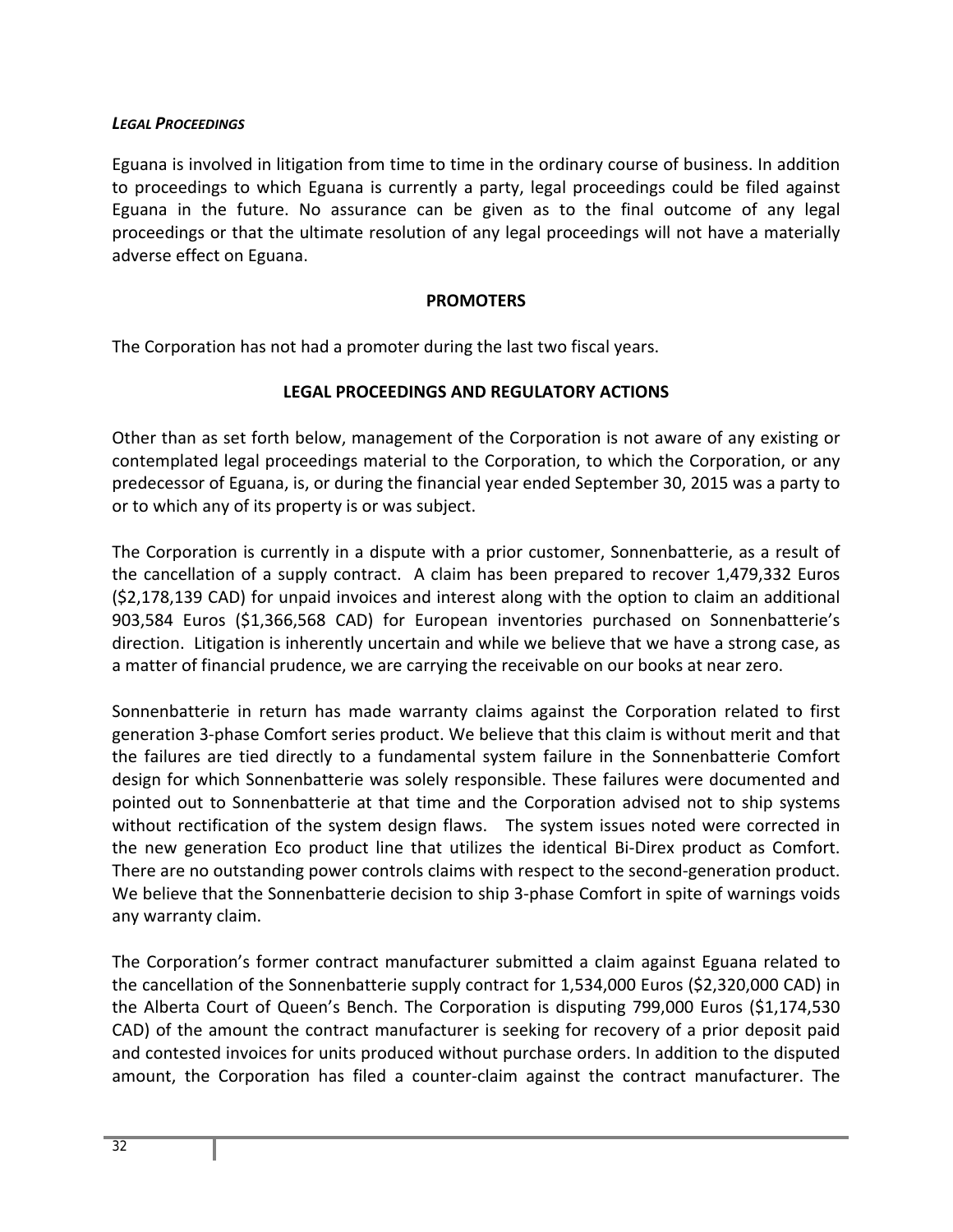***LEGAL PROCEEDINGS***

Eguana is involved in litigation from time to time in the ordinary course of business. In addition to proceedings to which Eguana is currently a party, legal proceedings could be filed against Eguana in the future. No assurance can be given as to the final outcome of any legal proceedings or that the ultimate resolution of any legal proceedings will not have a materially adverse effect on Eguana.

## PROMOTERS

The Corporation has not had a promoter during the last two fiscal years.

## LEGAL PROCEEDINGS AND REGULATORY ACTIONS

Other than as set forth below, management of the Corporation is not aware of any existing or contemplated legal proceedings material to the Corporation, to which the Corporation, or any predecessor of Eguana, is, or during the financial year ended September 30, 2015 was a party to or to which any of its property is or was subject.

The Corporation is currently in a dispute with a prior customer, Sonnenbatterie, as a result of the cancellation of a supply contract. A claim has been prepared to recover 1,479,332 Euros ($2,178,139 CAD) for unpaid invoices and interest along with the option to claim an additional 903,584 Euros ($1,366,568 CAD) for European inventories purchased on Sonnenbatterie's direction. Litigation is inherently uncertain and while we believe that we have a strong case, as a matter of financial prudence, we are carrying the receivable on our books at near zero.

Sonnenbatterie in return has made warranty claims against the Corporation related to first generation 3-phase Comfort series product. We believe that this claim is without merit and that the failures are tied directly to a fundamental system failure in the Sonnenbatterie Comfort design for which Sonnenbatterie was solely responsible. These failures were documented and pointed out to Sonnenbatterie at that time and the Corporation advised not to ship systems without rectification of the system design flaws. The system issues noted were corrected in the new generation Eco product line that utilizes the identical Bi-Direx product as Comfort. There are no outstanding power controls claims with respect to the second-generation product. We believe that the Sonnenbatterie decision to ship 3-phase Comfort in spite of warnings voids any warranty claim.

The Corporation's former contract manufacturer submitted a claim against Eguana related to the cancellation of the Sonnenbatterie supply contract for 1,534,000 Euros ($2,320,000 CAD) in the Alberta Court of Queen's Bench. The Corporation is disputing 799,000 Euros ($1,174,530 CAD) of the amount the contract manufacturer is seeking for recovery of a prior deposit paid and contested invoices for units produced without purchase orders. In addition to the disputed amount, the Corporation has filed a counter-claim against the contract manufacturer. The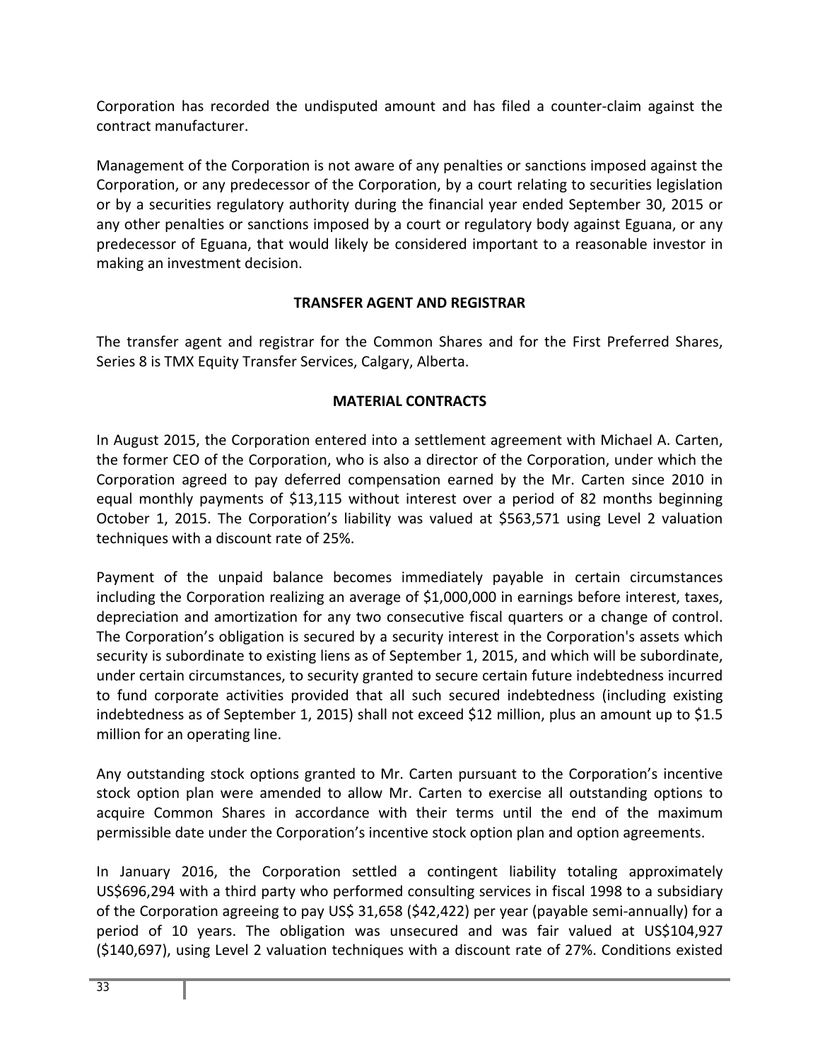Corporation has recorded the undisputed amount and has filed a counter-claim against the contract manufacturer.

Management of the Corporation is not aware of any penalties or sanctions imposed against the Corporation, or any predecessor of the Corporation, by a court relating to securities legislation or by a securities regulatory authority during the financial year ended September 30, 2015 or any other penalties or sanctions imposed by a court or regulatory body against Eguana, or any predecessor of Eguana, that would likely be considered important to a reasonable investor in making an investment decision.

## TRANSFER AGENT AND REGISTRAR

The transfer agent and registrar for the Common Shares and for the First Preferred Shares, Series 8 is TMX Equity Transfer Services, Calgary, Alberta.

## MATERIAL CONTRACTS

In August 2015, the Corporation entered into a settlement agreement with Michael A. Carten, the former CEO of the Corporation, who is also a director of the Corporation, under which the Corporation agreed to pay deferred compensation earned by the Mr. Carten since 2010 in equal monthly payments of $13,115 without interest over a period of 82 months beginning October 1, 2015. The Corporation's liability was valued at $563,571 using Level 2 valuation techniques with a discount rate of 25%.

Payment of the unpaid balance becomes immediately payable in certain circumstances including the Corporation realizing an average of $1,000,000 in earnings before interest, taxes, depreciation and amortization for any two consecutive fiscal quarters or a change of control. The Corporation's obligation is secured by a security interest in the Corporation's assets which security is subordinate to existing liens as of September 1, 2015, and which will be subordinate, under certain circumstances, to security granted to secure certain future indebtedness incurred to fund corporate activities provided that all such secured indebtedness (including existing indebtedness as of September 1, 2015) shall not exceed $12 million, plus an amount up to $1.5 million for an operating line.

Any outstanding stock options granted to Mr. Carten pursuant to the Corporation's incentive stock option plan were amended to allow Mr. Carten to exercise all outstanding options to acquire Common Shares in accordance with their terms until the end of the maximum permissible date under the Corporation's incentive stock option plan and option agreements.

In January 2016, the Corporation settled a contingent liability totaling approximately US$696,294 with a third party who performed consulting services in fiscal 1998 to a subsidiary of the Corporation agreeing to pay US$ 31,658 ($42,422) per year (payable semi-annually) for a period of 10 years. The obligation was unsecured and was fair valued at US$104,927 ($140,697), using Level 2 valuation techniques with a discount rate of 27%. Conditions existed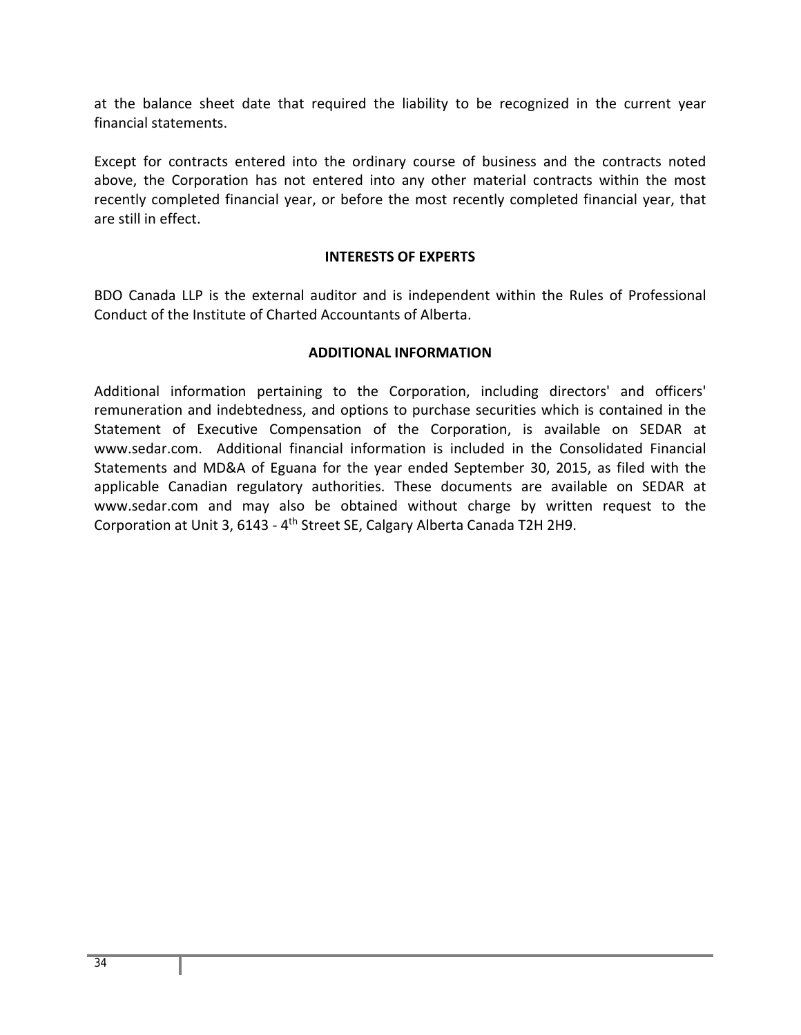at the balance sheet date that required the liability to be recognized in the current year financial statements.

Except for contracts entered into the ordinary course of business and the contracts noted above, the Corporation has not entered into any other material contracts within the most recently completed financial year, or before the most recently completed financial year, that are still in effect.

## INTERESTS OF EXPERTS

BDO Canada LLP is the external auditor and is independent within the Rules of Professional Conduct of the Institute of Charted Accountants of Alberta.

## ADDITIONAL INFORMATION

Additional information pertaining to the Corporation, including directors' and officers' remuneration and indebtedness, and options to purchase securities which is contained in the Statement of Executive Compensation of the Corporation, is available on SEDAR at www.sedar.com. Additional financial information is included in the Consolidated Financial Statements and MD&A of Eguana for the year ended September 30, 2015, as filed with the applicable Canadian regulatory authorities. These documents are available on SEDAR at www.sedar.com and may also be obtained without charge by written request to the Corporation at Unit 3, 6143 - 4th Street SE, Calgary Alberta Canada T2H 2H9.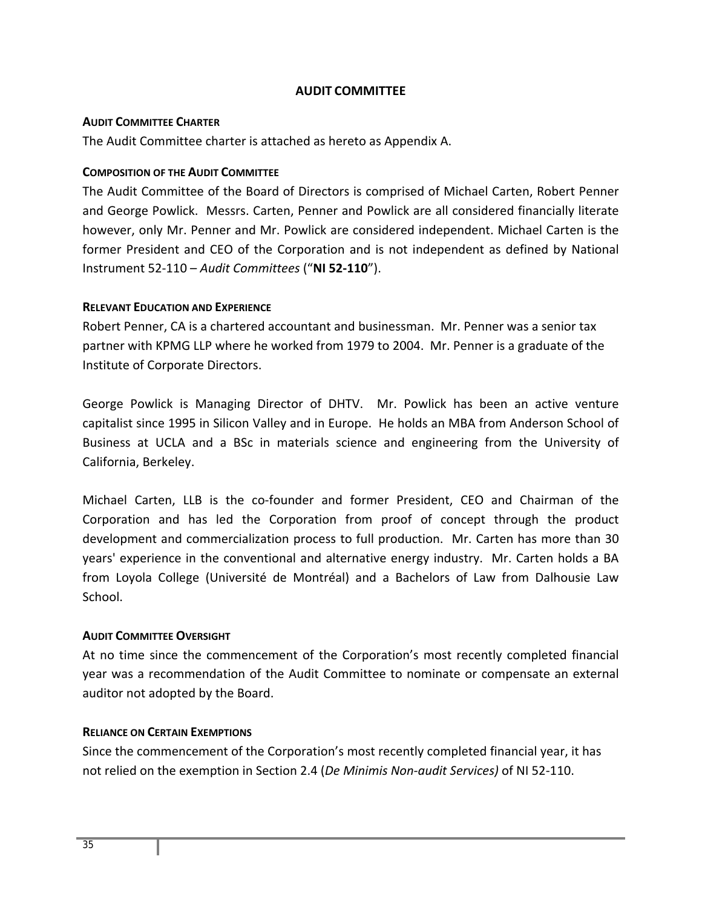# AUDIT COMMITTEE

### AUDIT COMMITTEE CHARTER

The Audit Committee charter is attached as hereto as Appendix A.

### COMPOSITION OF THE AUDIT COMMITTEE

The Audit Committee of the Board of Directors is comprised of Michael Carten, Robert Penner and George Powlick. Messrs. Carten, Penner and Powlick are all considered financially literate however, only Mr. Penner and Mr. Powlick are considered independent. Michael Carten is the former President and CEO of the Corporation and is not independent as defined by National Instrument 52-110 – *Audit Committees* ("**NI 52-110**").

### RELEVANT EDUCATION AND EXPERIENCE

Robert Penner, CA is a chartered accountant and businessman. Mr. Penner was a senior tax partner with KPMG LLP where he worked from 1979 to 2004. Mr. Penner is a graduate of the Institute of Corporate Directors.

George Powlick is Managing Director of DHTV. Mr. Powlick has been an active venture capitalist since 1995 in Silicon Valley and in Europe. He holds an MBA from Anderson School of Business at UCLA and a BSc in materials science and engineering from the University of California, Berkeley.

Michael Carten, LLB is the co-founder and former President, CEO and Chairman of the Corporation and has led the Corporation from proof of concept through the product development and commercialization process to full production. Mr. Carten has more than 30 years' experience in the conventional and alternative energy industry. Mr. Carten holds a BA from Loyola College (Université de Montréal) and a Bachelors of Law from Dalhousie Law School.

### AUDIT COMMITTEE OVERSIGHT

At no time since the commencement of the Corporation's most recently completed financial year was a recommendation of the Audit Committee to nominate or compensate an external auditor not adopted by the Board.

### RELIANCE ON CERTAIN EXEMPTIONS

Since the commencement of the Corporation's most recently completed financial year, it has not relied on the exemption in Section 2.4 (*De Minimis Non-audit Services)* of NI 52-110.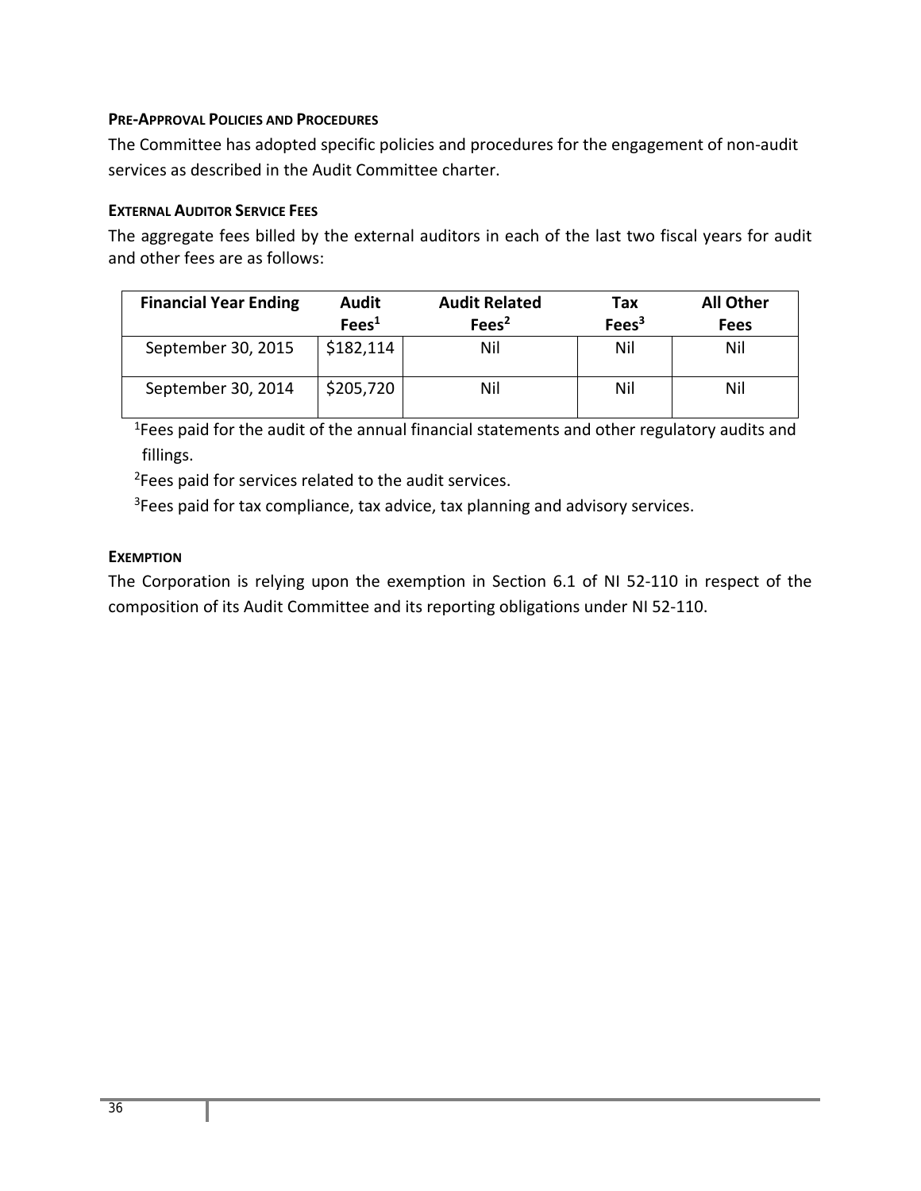#### PRE-APPROVAL POLICIES AND PROCEDURES

The Committee has adopted specific policies and procedures for the engagement of non-audit services as described in the Audit Committee charter.

#### EXTERNAL AUDITOR SERVICE FEES

The aggregate fees billed by the external auditors in each of the last two fiscal years for audit and other fees are as follows:

| Financial Year Ending | Audit Fees[1] | Audit Related Fees[2] | Tax Fees[3] | All Other Fees |
|---|---|---|---|---|
| September 30, 2015 | $182,114 | Nil | Nil | Nil |
| September 30, 2014 | $205,720 | Nil | Nil | Nil |

[1]Fees paid for the audit of the annual financial statements and other regulatory audits and fillings.

[2]Fees paid for services related to the audit services.

[3]Fees paid for tax compliance, tax advice, tax planning and advisory services.

#### EXEMPTION

The Corporation is relying upon the exemption in Section 6.1 of NI 52-110 in respect of the composition of its Audit Committee and its reporting obligations under NI 52-110.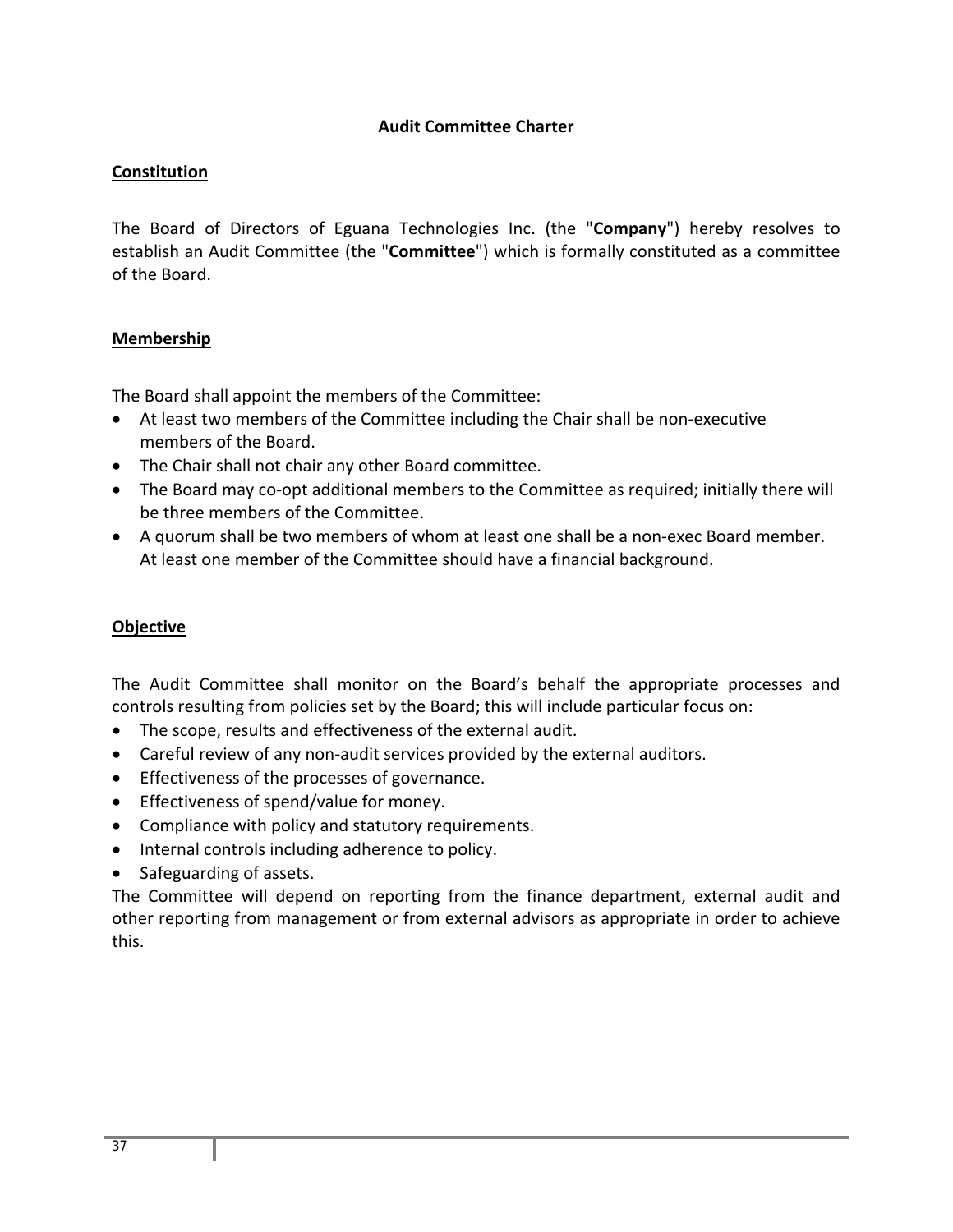# Audit Committee Charter

## Constitution

The Board of Directors of Eguana Technologies Inc. (the "**Company**") hereby resolves to establish an Audit Committee (the "**Committee**") which is formally constituted as a committee of the Board.

## Membership

The Board shall appoint the members of the Committee:

- At least two members of the Committee including the Chair shall be non-executive members of the Board.
- The Chair shall not chair any other Board committee.
- The Board may co-opt additional members to the Committee as required; initially there will be three members of the Committee.
- A quorum shall be two members of whom at least one shall be a non-exec Board member. At least one member of the Committee should have a financial background.

## Objective

The Audit Committee shall monitor on the Board's behalf the appropriate processes and controls resulting from policies set by the Board; this will include particular focus on:

- The scope, results and effectiveness of the external audit.
- Careful review of any non-audit services provided by the external auditors.
- Effectiveness of the processes of governance.
- Effectiveness of spend/value for money.
- Compliance with policy and statutory requirements.
- Internal controls including adherence to policy.
- Safeguarding of assets.

The Committee will depend on reporting from the finance department, external audit and other reporting from management or from external advisors as appropriate in order to achieve this.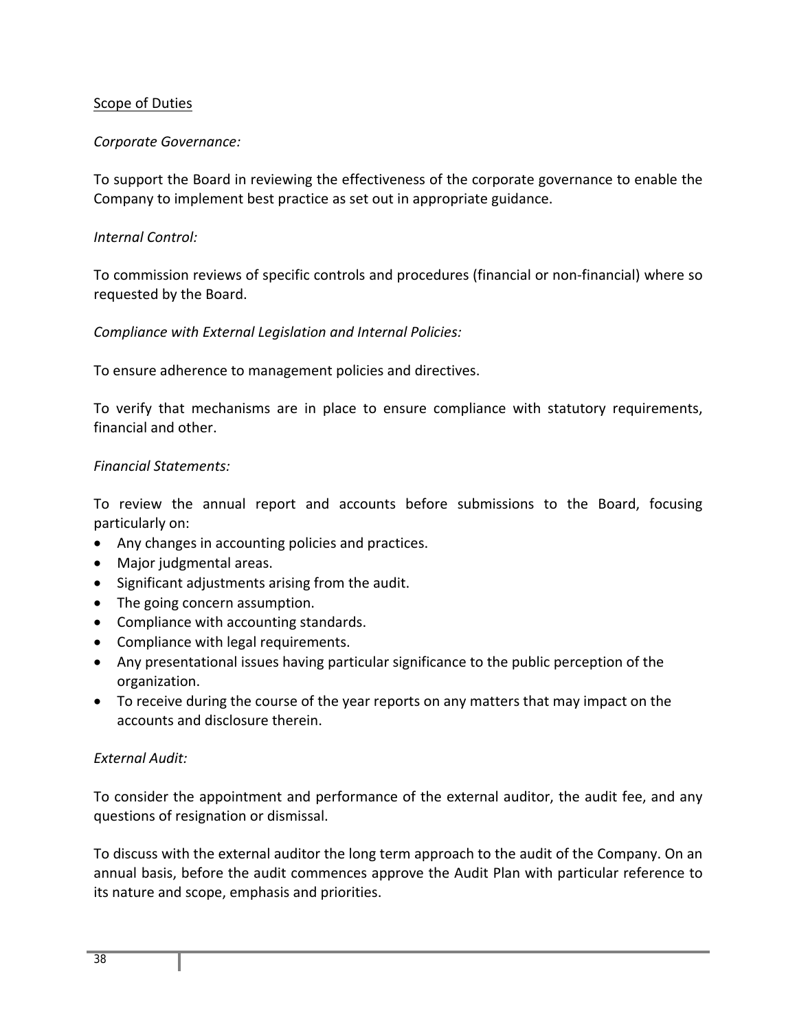<u>Scope of Duties</u>

*Corporate Governance:*

To support the Board in reviewing the effectiveness of the corporate governance to enable the Company to implement best practice as set out in appropriate guidance.

*Internal Control:*

To commission reviews of specific controls and procedures (financial or non-financial) where so requested by the Board.

*Compliance with External Legislation and Internal Policies:*

To ensure adherence to management policies and directives.

To verify that mechanisms are in place to ensure compliance with statutory requirements, financial and other.

*Financial Statements:*

To review the annual report and accounts before submissions to the Board, focusing particularly on:

- Any changes in accounting policies and practices.
- Major judgmental areas.
- Significant adjustments arising from the audit.
- The going concern assumption.
- Compliance with accounting standards.
- Compliance with legal requirements.
- Any presentational issues having particular significance to the public perception of the organization.
- To receive during the course of the year reports on any matters that may impact on the accounts and disclosure therein.

*External Audit:*

To consider the appointment and performance of the external auditor, the audit fee, and any questions of resignation or dismissal.

To discuss with the external auditor the long term approach to the audit of the Company. On an annual basis, before the audit commences approve the Audit Plan with particular reference to its nature and scope, emphasis and priorities.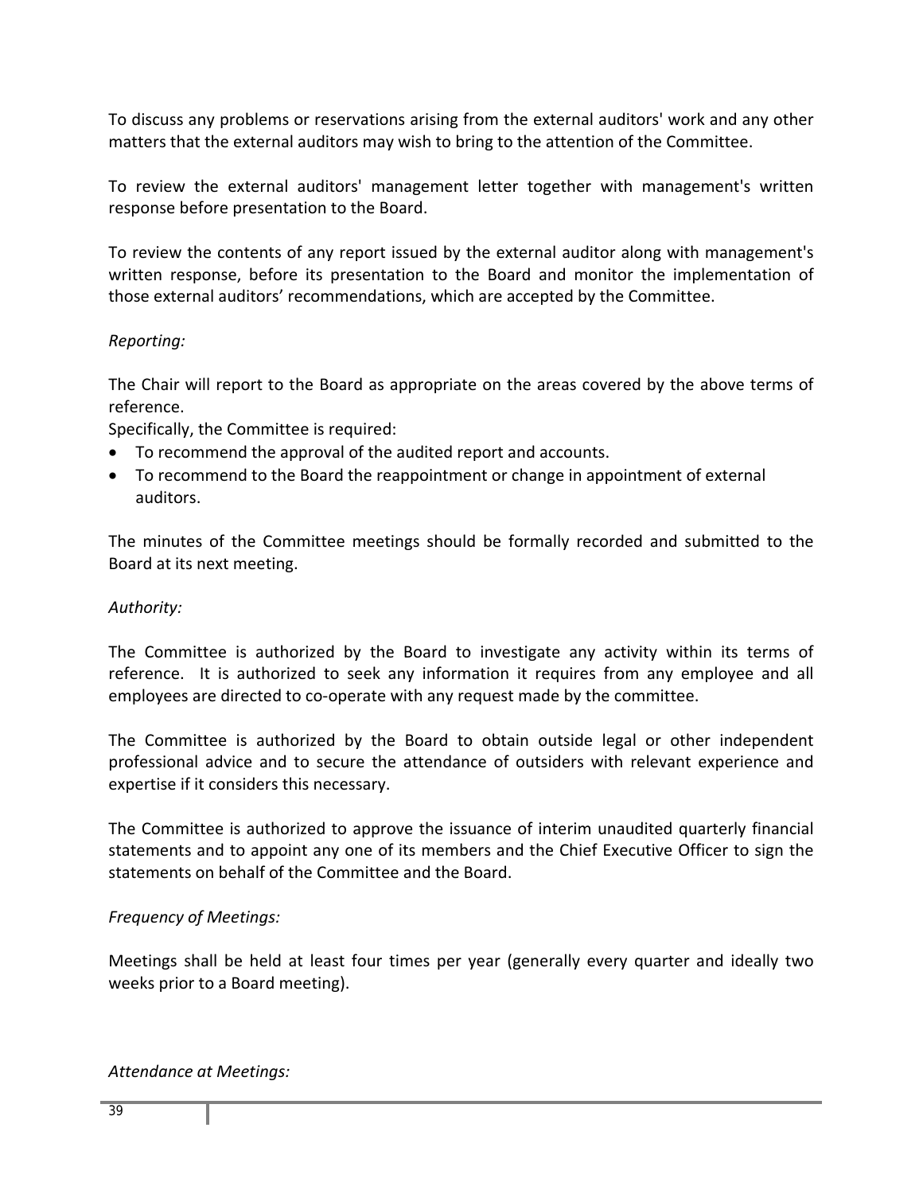To discuss any problems or reservations arising from the external auditors' work and any other matters that the external auditors may wish to bring to the attention of the Committee.

To review the external auditors' management letter together with management's written response before presentation to the Board.

To review the contents of any report issued by the external auditor along with management's written response, before its presentation to the Board and monitor the implementation of those external auditors' recommendations, which are accepted by the Committee.

*Reporting:*

The Chair will report to the Board as appropriate on the areas covered by the above terms of reference.
Specifically, the Committee is required:

- To recommend the approval of the audited report and accounts.
- To recommend to the Board the reappointment or change in appointment of external auditors.

The minutes of the Committee meetings should be formally recorded and submitted to the Board at its next meeting.

*Authority:*

The Committee is authorized by the Board to investigate any activity within its terms of reference. It is authorized to seek any information it requires from any employee and all employees are directed to co-operate with any request made by the committee.

The Committee is authorized by the Board to obtain outside legal or other independent professional advice and to secure the attendance of outsiders with relevant experience and expertise if it considers this necessary.

The Committee is authorized to approve the issuance of interim unaudited quarterly financial statements and to appoint any one of its members and the Chief Executive Officer to sign the statements on behalf of the Committee and the Board.

*Frequency of Meetings:*

Meetings shall be held at least four times per year (generally every quarter and ideally two weeks prior to a Board meeting).

*Attendance at Meetings:*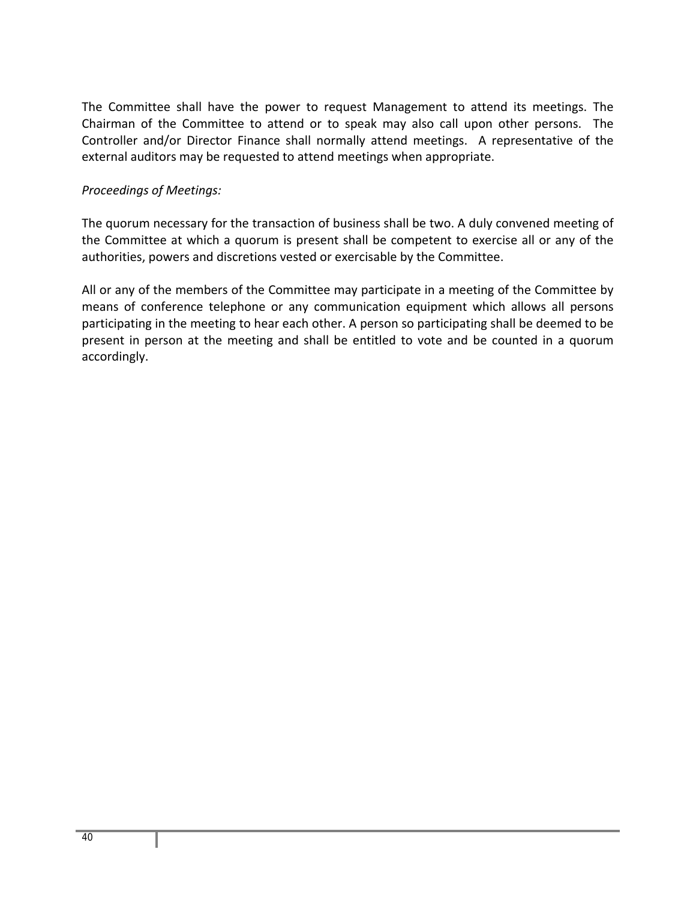The Committee shall have the power to request Management to attend its meetings. The Chairman of the Committee to attend or to speak may also call upon other persons. The Controller and/or Director Finance shall normally attend meetings. A representative of the external auditors may be requested to attend meetings when appropriate.

*Proceedings of Meetings:*

The quorum necessary for the transaction of business shall be two. A duly convened meeting of the Committee at which a quorum is present shall be competent to exercise all or any of the authorities, powers and discretions vested or exercisable by the Committee.

All or any of the members of the Committee may participate in a meeting of the Committee by means of conference telephone or any communication equipment which allows all persons participating in the meeting to hear each other. A person so participating shall be deemed to be present in person at the meeting and shall be entitled to vote and be counted in a quorum accordingly.